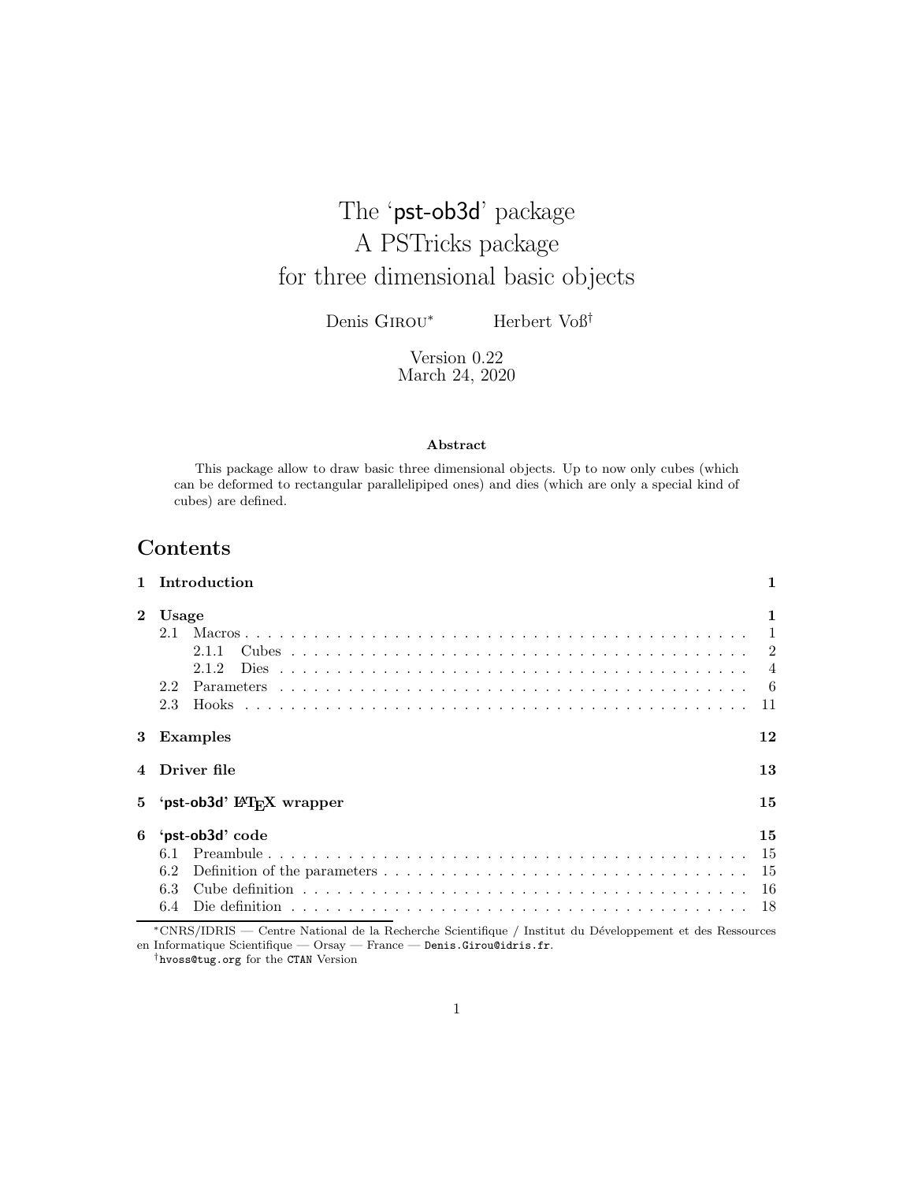# The 'pst-ob3d' package
# A PSTricks package
# for three dimensional basic objects

Denis Girou[*] Herbert Voß[†]

Version 0.22
March 24, 2020

**Abstract**

This package allow to draw basic three dimensional objects. Up to now only cubes (which can be deformed to rectangular parallelipiped ones) and dies (which are only a special kind of cubes) are defined.

## Contents

| | | |
|---|---|---|
| **1** | **Introduction** | **1** |
| **2** | **Usage** | **1** |
| 2.1 | Macros | 1 |
| 2.1.1 | Cubes | 2 |
| 2.1.2 | Dies | 4 |
| 2.2 | Parameters | 6 |
| 2.3 | Hooks | 11 |
| **3** | **Examples** | **12** |
| **4** | **Driver file** | **13** |
| **5** | **'pst-ob3d' LaTeX wrapper** | **15** |
| **6** | **'pst-ob3d' code** | **15** |
| 6.1 | Preambule | 15 |
| 6.2 | Definition of the parameters | 15 |
| 6.3 | Cube definition | 16 |
| 6.4 | Die definition | 18 |

[*] CNRS/IDRIS — Centre National de la Recherche Scientifique / Institut du Développement et des Ressources en Informatique Scientifique — Orsay — France — `Denis.Girou@idris.fr`.

[†] `hvoss@tug.org` for the CTAN Version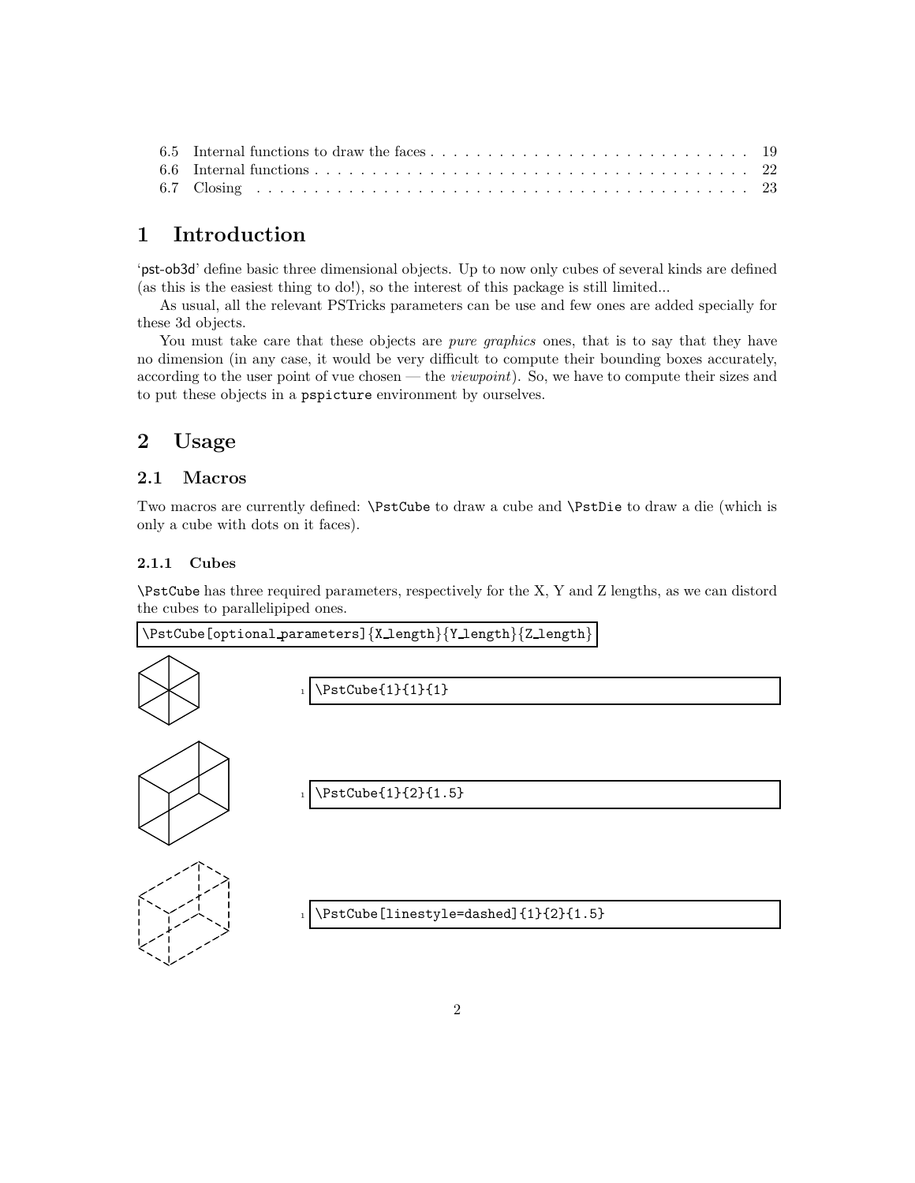| | | |
|---|---|---|
| 6.5 | Internal functions to draw the faces | 19 |
| 6.6 | Internal functions | 22 |
| 6.7 | Closing | 23 |

# 1 Introduction

'pst-ob3d' define basic three dimensional objects. Up to now only cubes of several kinds are defined (as this is the easiest thing to do!), so the interest of this package is still limited...

As usual, all the relevant PSTricks parameters can be use and few ones are added specially for these 3d objects.

You must take care that these objects are *pure graphics* ones, that is to say that they have no dimension (in any case, it would be very difficult to compute their bounding boxes accurately, according to the user point of vue chosen — the *viewpoint*). So, we have to compute their sizes and to put these objects in a `pspicture` environment by ourselves.

# 2 Usage

## 2.1 Macros

Two macros are currently defined: `\PstCube` to draw a cube and `\PstDie` to draw a die (which is only a cube with dots on it faces).

### 2.1.1 Cubes

`\PstCube` has three required parameters, respectively for the X, Y and Z lengths, as we can distord the cubes to parallelipiped ones.

```
\PstCube[optional_parameters]{X_length}{Y_length}{Z_length}
```

```
\PstCube{1}{1}{1}
```

```
\PstCube{1}{2}{1.5}
```

```
\PstCube[linestyle=dashed]{1}{2}{1.5}
```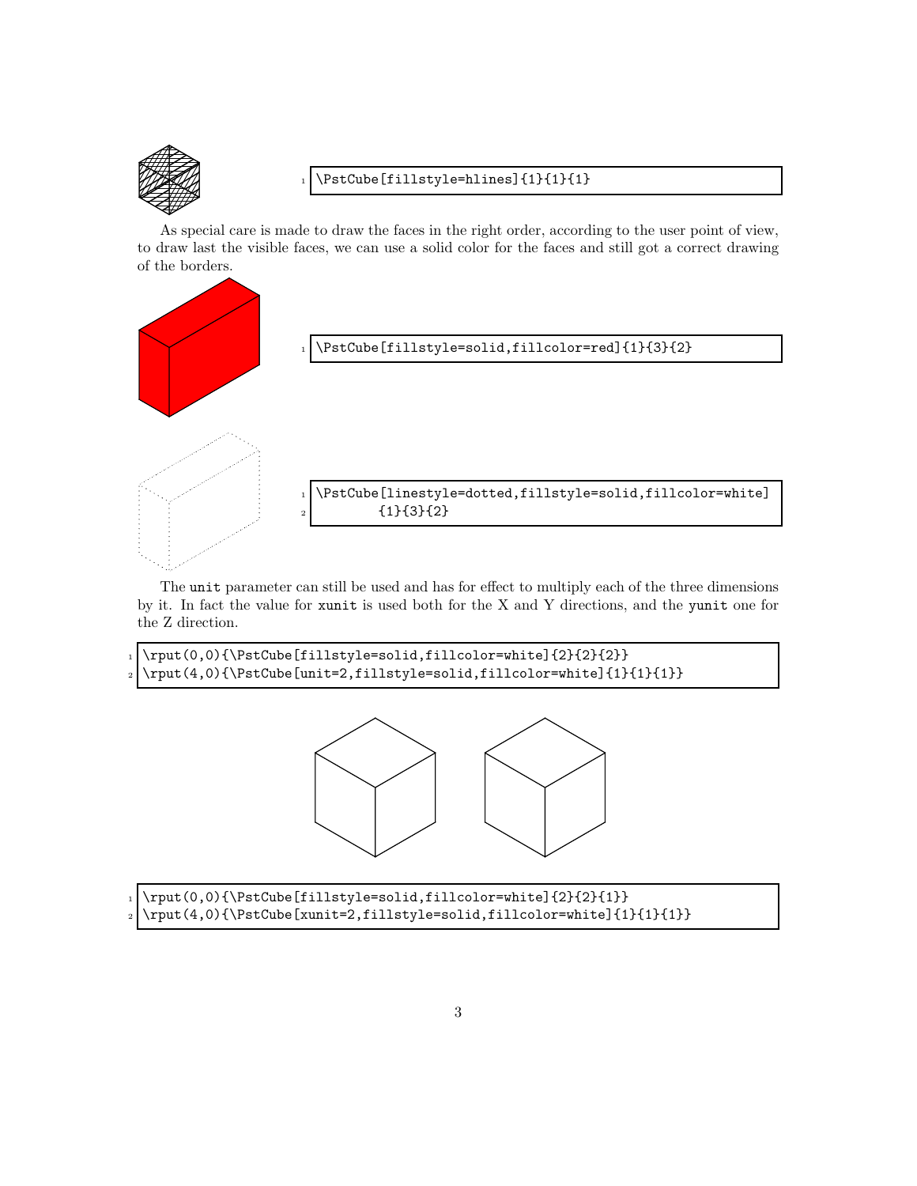```
\PstCube[fillstyle=hlines]{1}{1}{1}
```

As special care is made to draw the faces in the right order, according to the user point of view, to draw last the visible faces, we can use a solid color for the faces and still got a correct drawing of the borders.

```
\PstCube[fillstyle=solid,fillcolor=red]{1}{3}{2}
```

```
\PstCube[linestyle=dotted,fillstyle=solid,fillcolor=white]
        {1}{3}{2}
```

The `unit` parameter can still be used and has for effect to multiply each of the three dimensions by it. In fact the value for `xunit` is used both for the X and Y directions, and the `yunit` one for the Z direction.

```
\rput(0,0){\PstCube[fillstyle=solid,fillcolor=white]{2}{2}{2}}
\rput(4,0){\PstCube[unit=2,fillstyle=solid,fillcolor=white]{1}{1}{1}}
```

```
\rput(0,0){\PstCube[fillstyle=solid,fillcolor=white]{2}{2}{1}}
\rput(4,0){\PstCube[xunit=2,fillstyle=solid,fillcolor=white]{1}{1}{1}}
```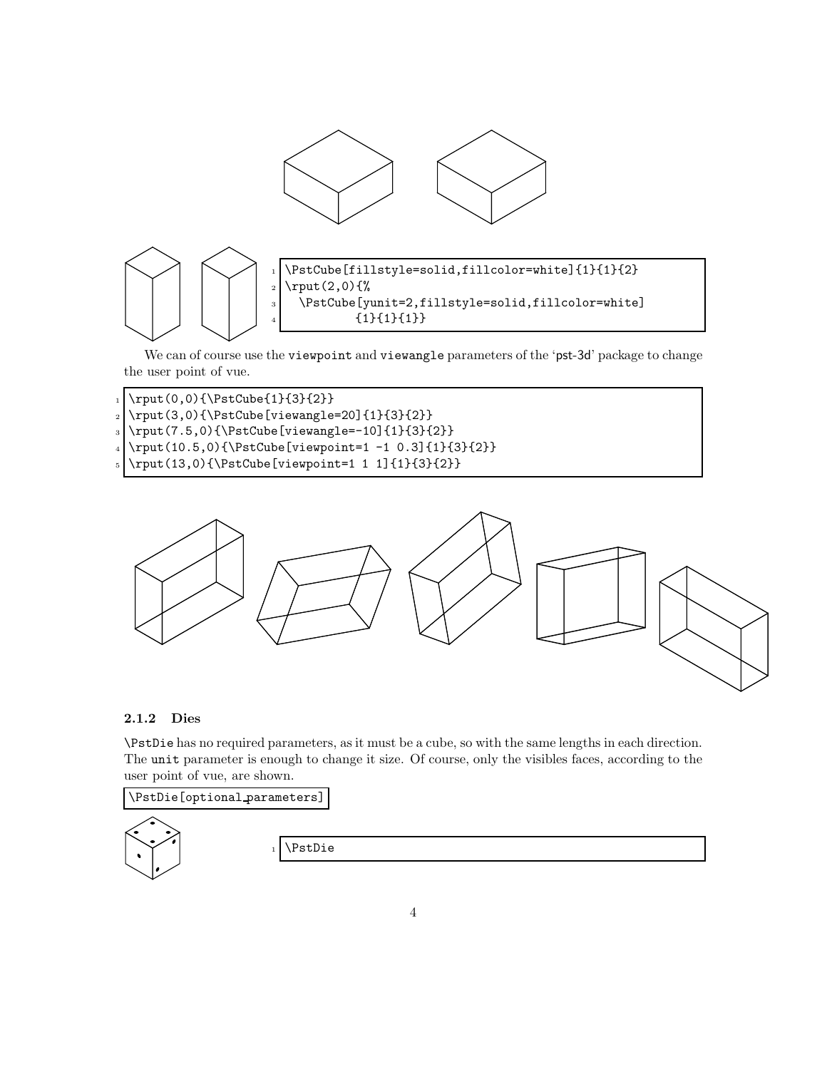```
\PstCube[fillstyle=solid,fillcolor=white]{1}{1}{2}
\rput(2,0){%
  \PstCube[yunit=2,fillstyle=solid,fillcolor=white]
        {1}{1}{1}}
```

We can of course use the viewpoint and viewangle parameters of the 'pst-3d' package to change the user point of vue.

```
\rput(0,0){\PstCube{1}{3}{2}}
\rput(3,0){\PstCube[viewangle=20]{1}{3}{2}}
\rput(7.5,0){\PstCube[viewangle=-10]{1}{3}{2}}
\rput(10.5,0){\PstCube[viewpoint=1 -1 0.3]{1}{3}{2}}
\rput(13,0){\PstCube[viewpoint=1 1 1]{1}{3}{2}}
```

### 2.1.2 Dies

\PstDie has no required parameters, as it must be a cube, so with the same lengths in each direction. The unit parameter is enough to change it size. Of course, only the visibles faces, according to the user point of vue, are shown.

```
\PstDie[optional_parameters]
```

```
\PstDie
```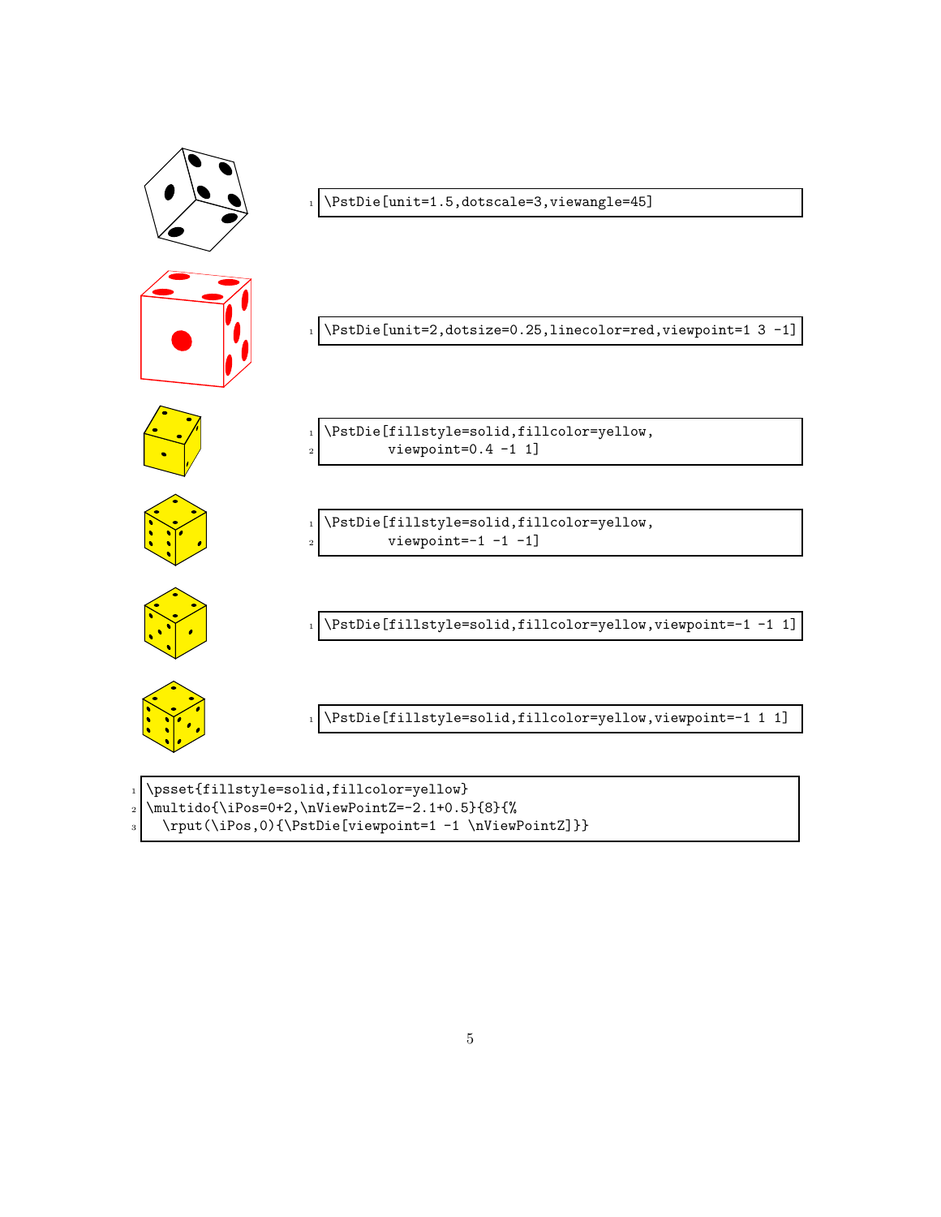```
\PstDie[unit=1.5,dotscale=3,viewangle=45]
```

```
\PstDie[unit=2,dotsize=0.25,linecolor=red,viewpoint=1 3 -1]
```

```
\PstDie[fillstyle=solid,fillcolor=yellow,
        viewpoint=0.4 -1 1]
```

```
\PstDie[fillstyle=solid,fillcolor=yellow,
        viewpoint=-1 -1 -1]
```

```
\PstDie[fillstyle=solid,fillcolor=yellow,viewpoint=-1 -1 1]
```

```
\PstDie[fillstyle=solid,fillcolor=yellow,viewpoint=-1 1 1]
```

```
\psset{fillstyle=solid,fillcolor=yellow}
\multido{\iPos=0+2,\nViewPointZ=-2.1+0.5}{8}{%
  \rput(\iPos,0){\PstDie[viewpoint=1 -1 \nViewPointZ]}}
```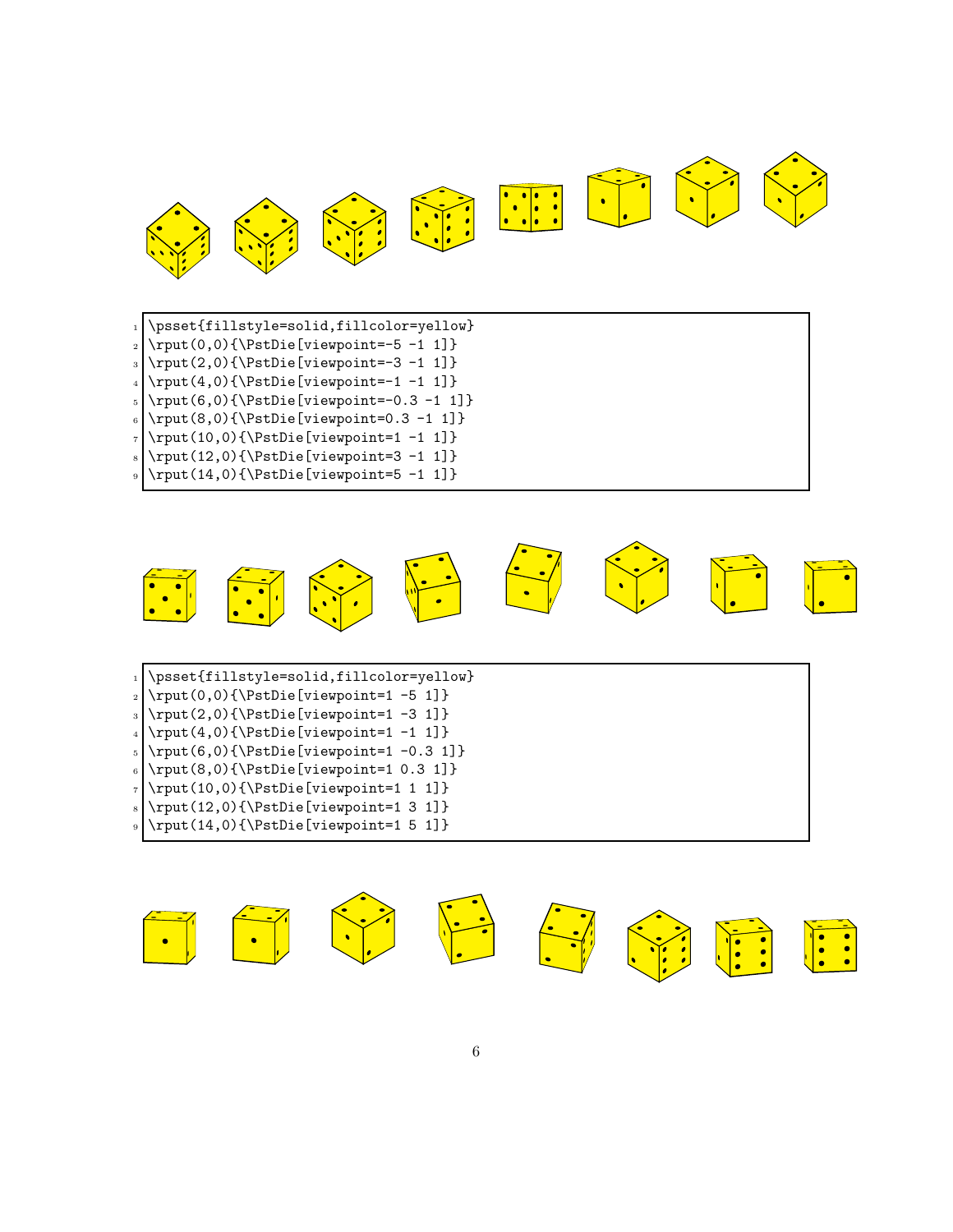```
\psset{fillstyle=solid,fillcolor=yellow}
\rput(0,0){\PstDie[viewpoint=-5 -1 1]}
\rput(2,0){\PstDie[viewpoint=-3 -1 1]}
\rput(4,0){\PstDie[viewpoint=-1 -1 1]}
\rput(6,0){\PstDie[viewpoint=-0.3 -1 1]}
\rput(8,0){\PstDie[viewpoint=0.3 -1 1]}
\rput(10,0){\PstDie[viewpoint=1 -1 1]}
\rput(12,0){\PstDie[viewpoint=3 -1 1]}
\rput(14,0){\PstDie[viewpoint=5 -1 1]}
```

```
\psset{fillstyle=solid,fillcolor=yellow}
\rput(0,0){\PstDie[viewpoint=1 -5 1]}
\rput(2,0){\PstDie[viewpoint=1 -3 1]}
\rput(4,0){\PstDie[viewpoint=1 -1 1]}
\rput(6,0){\PstDie[viewpoint=1 -0.3 1]}
\rput(8,0){\PstDie[viewpoint=1 0.3 1]}
\rput(10,0){\PstDie[viewpoint=1 1 1]}
\rput(12,0){\PstDie[viewpoint=1 3 1]}
\rput(14,0){\PstDie[viewpoint=1 5 1]}
```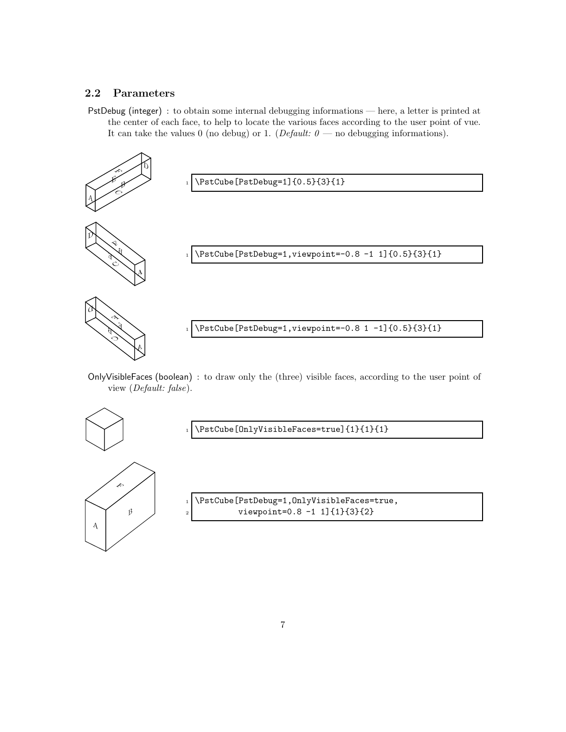### 2.2 Parameters

PstDebug (integer) : to obtain some internal debugging informations — here, a letter is printed at the center of each face, to help to locate the various faces according to the user point of vue. It can take the values 0 (no debug) or 1. (*Default: 0* — no debugging informations).

```
\PstCube[PstDebug=1]{0.5}{3}{1}
```

```
\PstCube[PstDebug=1,viewpoint=-0.8 -1 1]{0.5}{3}{1}
```

```
\PstCube[PstDebug=1,viewpoint=-0.8 1 -1]{0.5}{3}{1}
```

OnlyVisibleFaces (boolean) : to draw only the (three) visible faces, according to the user point of view (*Default: false*).

```
\PstCube[OnlyVisibleFaces=true]{1}{1}{1}
```

```
\PstCube[PstDebug=1,OnlyVisibleFaces=true,
          viewpoint=0.8 -1 1]{1}{3}{2}
```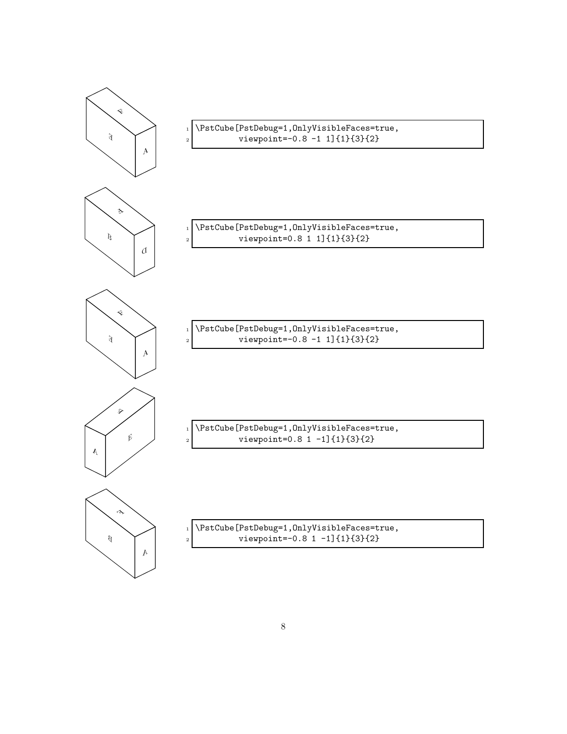```
\PstCube[PstDebug=1,OnlyVisibleFaces=true,
         viewpoint=-0.8 -1 1]{1}{3}{2}
```

```
\PstCube[PstDebug=1,OnlyVisibleFaces=true,
         viewpoint=0.8 1 1]{1}{3}{2}
```

```
\PstCube[PstDebug=1,OnlyVisibleFaces=true,
         viewpoint=-0.8 -1 1]{1}{3}{2}
```

```
\PstCube[PstDebug=1,OnlyVisibleFaces=true,
         viewpoint=0.8 1 -1]{1}{3}{2}
```

```
\PstCube[PstDebug=1,OnlyVisibleFaces=true,
         viewpoint=-0.8 1 -1]{1}{3}{2}
```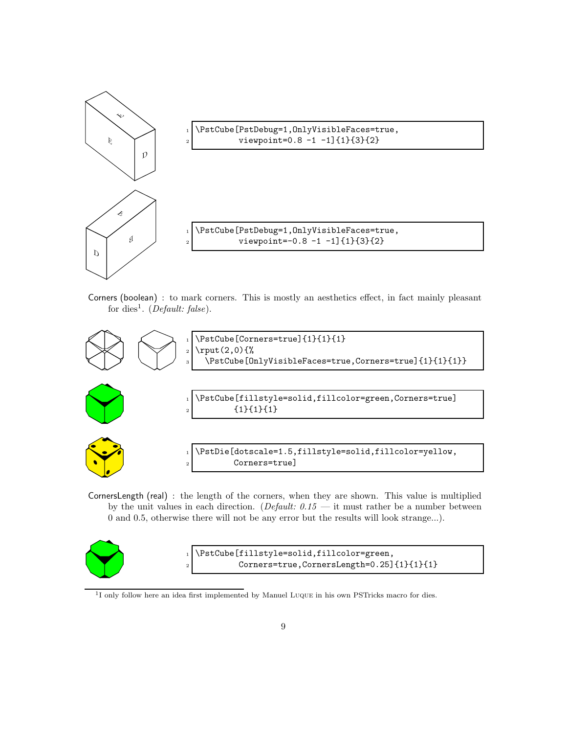```
\PstCube[PstDebug=1,OnlyVisibleFaces=true,
        viewpoint=0.8 -1 -1]{1}{3}{2}
```

```
\PstCube[PstDebug=1,OnlyVisibleFaces=true,
        viewpoint=-0.8 -1 -1]{1}{3}{2}
```

Corners (boolean) : to mark corners. This is mostly an aesthetics effect, in fact mainly pleasant for dies[1]. (*Default: false*).

```
\PstCube[Corners=true]{1}{1}{1}
\rput(2,0){%
  \PstCube[OnlyVisibleFaces=true,Corners=true]{1}{1}{1}}
```

```
\PstCube[fillstyle=solid,fillcolor=green,Corners=true]
       {1}{1}{1}
```

```
\PstDie[dotscale=1.5,fillstyle=solid,fillcolor=yellow,
       Corners=true]
```

CornersLength (real) : the length of the corners, when they are shown. This value is multiplied by the unit values in each direction. (*Default: 0.15* — it must rather be a number between 0 and 0.5, otherwise there will not be any error but the results will look strange...).

```
\PstCube[fillstyle=solid,fillcolor=green,
        Corners=true,CornersLength=0.25]{1}{1}{1}
```

[1] I only follow here an idea first implemented by Manuel Luque in his own PSTricks macro for dies.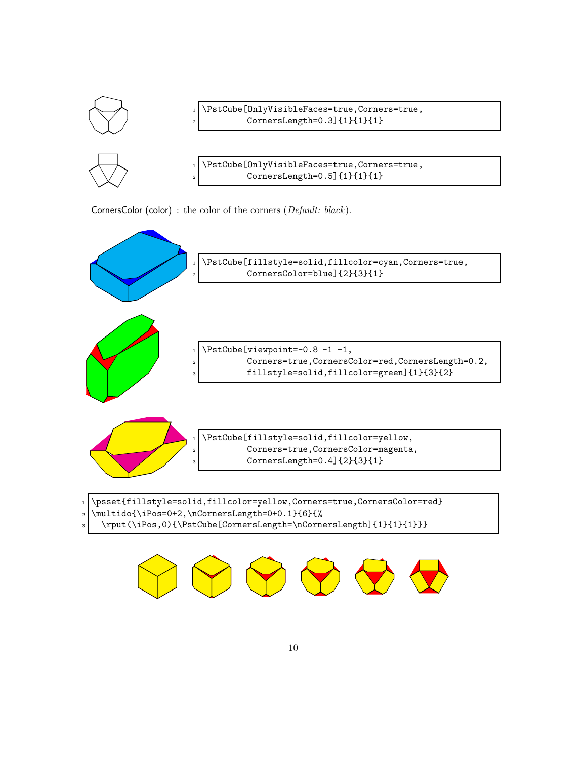```
\PstCube[OnlyVisibleFaces=true,Corners=true,
        CornersLength=0.3]{1}{1}{1}
```

```
\PstCube[OnlyVisibleFaces=true,Corners=true,
        CornersLength=0.5]{1}{1}{1}
```

CornersColor (color) : the color of the corners (*Default: black*).

```
\PstCube[fillstyle=solid,fillcolor=cyan,Corners=true,
        CornersColor=blue]{2}{3}{1}
```

```
\PstCube[viewpoint=-0.8 -1 -1,
        Corners=true,CornersColor=red,CornersLength=0.2,
        fillstyle=solid,fillcolor=green]{1}{3}{2}
```

```
\PstCube[fillstyle=solid,fillcolor=yellow,
        Corners=true,CornersColor=magenta,
        CornersLength=0.4]{2}{3}{1}
```

```
\psset{fillstyle=solid,fillcolor=yellow,Corners=true,CornersColor=red}
\multido{\iPos=0+2,\nCornersLength=0+0.1}{6}{%
  \rput(\iPos,0){\PstCube[CornersLength=\nCornersLength]{1}{1}{1}}}
```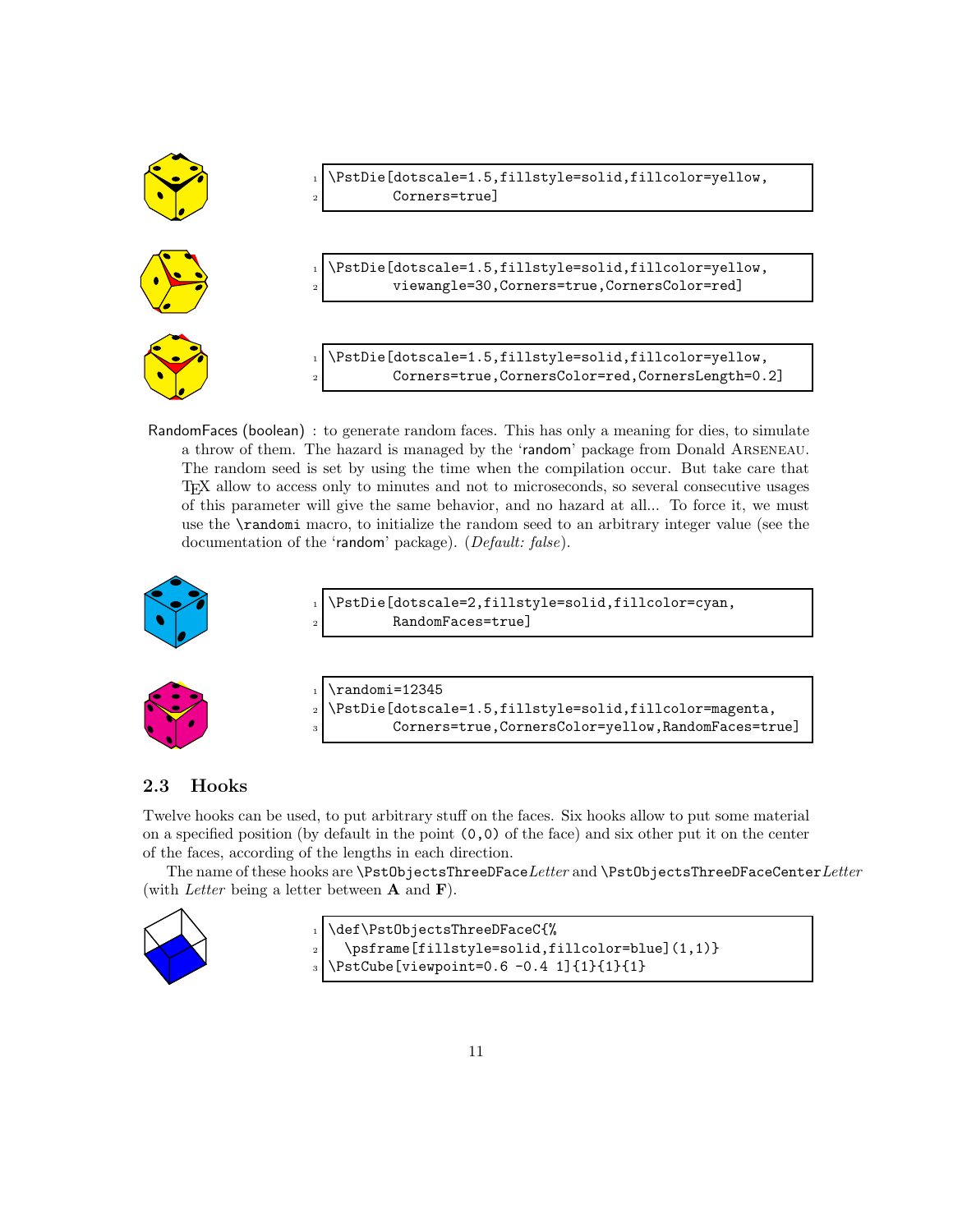```
\PstDie[dotscale=1.5,fillstyle=solid,fillcolor=yellow,
        Corners=true]
```

```
\PstDie[dotscale=1.5,fillstyle=solid,fillcolor=yellow,
        viewangle=30,Corners=true,CornersColor=red]
```

```
\PstDie[dotscale=1.5,fillstyle=solid,fillcolor=yellow,
        Corners=true,CornersColor=red,CornersLength=0.2]
```

RandomFaces (boolean) : to generate random faces. This has only a meaning for dies, to simulate a throw of them. The hazard is managed by the 'random' package from Donald Arseneau. The random seed is set by using the time when the compilation occur. But take care that TEX allow to access only to minutes and not to microseconds, so several consecutive usages of this parameter will give the same behavior, and no hazard at all... To force it, we must use the `\randomi` macro, to initialize the random seed to an arbitrary integer value (see the documentation of the 'random' package). (*Default: false*).

```
\PstDie[dotscale=2,fillstyle=solid,fillcolor=cyan,
        RandomFaces=true]
```

```
\randomi=12345
\PstDie[dotscale=1.5,fillstyle=solid,fillcolor=magenta,
        Corners=true,CornersColor=yellow,RandomFaces=true]
```

## 2.3 Hooks

Twelve hooks can be used, to put arbitrary stuff on the faces. Six hooks allow to put some material on a specified position (by default in the point `(0,0)` of the face) and six other put it on the center of the faces, according of the lengths in each direction.

The name of these hooks are `\PstObjectsThreeDFace`*Letter* and `\PstObjectsThreeDFaceCenter`*Letter* (with *Letter* being a letter between **A** and **F**).

```
\def\PstObjectsThreeDFaceC{%
  \psframe[fillstyle=solid,fillcolor=blue](1,1)}
\PstCube[viewpoint=0.6 -0.4 1]{1}{1}{1}
```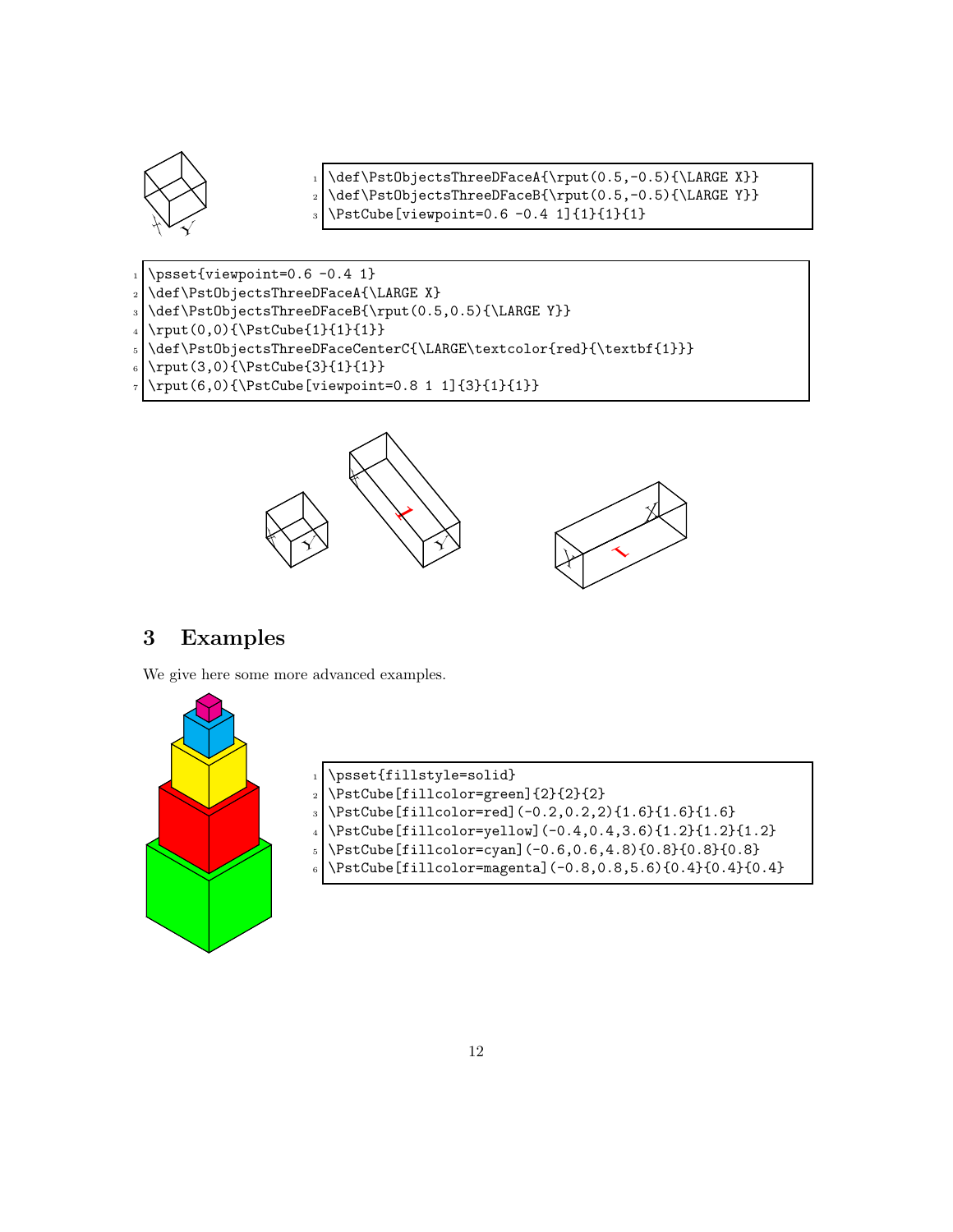```
\def\PstObjectsThreeDFaceA{\rput(0.5,-0.5){\LARGE X}}
\def\PstObjectsThreeDFaceB{\rput(0.5,-0.5){\LARGE Y}}
\PstCube[viewpoint=0.6 -0.4 1]{1}{1}{1}
```

```
\psset{viewpoint=0.6 -0.4 1}
\def\PstObjectsThreeDFaceA{\LARGE X}
\def\PstObjectsThreeDFaceB{\rput(0.5,0.5){\LARGE Y}}
\rput(0,0){\PstCube{1}{1}{1}}
\def\PstObjectsThreeDFaceCenterC{\LARGE\textcolor{red}{\textbf{1}}}
\rput(3,0){\PstCube{3}{1}{1}}
\rput(6,0){\PstCube[viewpoint=0.8 1 1]{3}{1}{1}}
```

## 3 Examples

We give here some more advanced examples.

```
\psset{fillstyle=solid}
\PstCube[fillcolor=green]{2}{2}{2}
\PstCube[fillcolor=red](-0.2,0.2,2){1.6}{1.6}{1.6}
\PstCube[fillcolor=yellow](-0.4,0.4,3.6){1.2}{1.2}{1.2}
\PstCube[fillcolor=cyan](-0.6,0.6,4.8){0.8}{0.8}{0.8}
\PstCube[fillcolor=magenta](-0.8,0.8,5.6){0.4}{0.4}{0.4}
```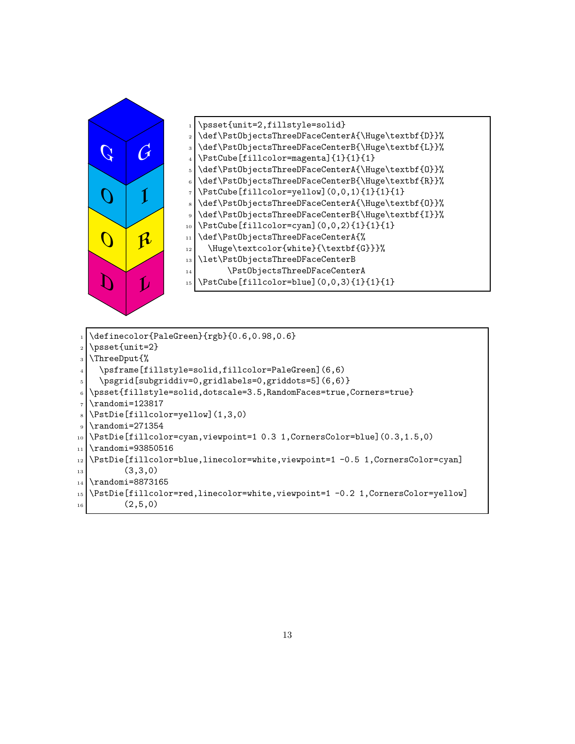```
\psset{unit=2,fillstyle=solid}
\def\PstObjectsThreeDFaceCenterA{\Huge\textbf{D}}%
\def\PstObjectsThreeDFaceCenterB{\Huge\textbf{L}}%
\PstCube[fillcolor=magenta]{1}{1}{1}
\def\PstObjectsThreeDFaceCenterA{\Huge\textbf{O}}%
\def\PstObjectsThreeDFaceCenterB{\Huge\textbf{R}}%
\PstCube[fillcolor=yellow](0,0,1){1}{1}{1}
\def\PstObjectsThreeDFaceCenterA{\Huge\textbf{O}}%
\def\PstObjectsThreeDFaceCenterB{\Huge\textbf{I}}%
\PstCube[fillcolor=cyan](0,0,2){1}{1}{1}
\def\PstObjectsThreeDFaceCenterA{%
  \Huge\textcolor{white}{\textbf{G}}}%
\let\PstObjectsThreeDFaceCenterB
      \PstObjectsThreeDFaceCenterA
\PstCube[fillcolor=blue](0,0,3){1}{1}{1}
```

```
\definecolor{PaleGreen}{rgb}{0.6,0.98,0.6}
\psset{unit=2}
\ThreeDput{%
  \psframe[fillstyle=solid,fillcolor=PaleGreen](6,6)
  \psgrid[subgriddiv=0,gridlabels=0,griddots=5](6,6)}
\psset{fillstyle=solid,dotscale=3.5,RandomFaces=true,Corners=true}
\randomi=123817
\PstDie[fillcolor=yellow](1,3,0)
\randomi=271354
\PstDie[fillcolor=cyan,viewpoint=1 0.3 1,CornersColor=blue](0.3,1.5,0)
\randomi=93850516
\PstDie[fillcolor=blue,linecolor=white,viewpoint=1 -0.5 1,CornersColor=cyan]
       (3,3,0)
\randomi=8873165
\PstDie[fillcolor=red,linecolor=white,viewpoint=1 -0.2 1,CornersColor=yellow]
       (2,5,0)
```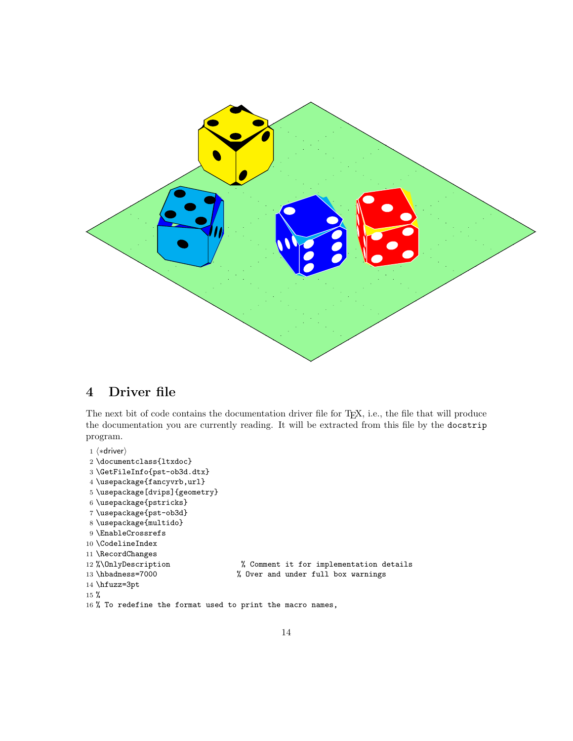## 4 Driver file

The next bit of code contains the documentation driver file for TEX, i.e., the file that will produce the documentation you are currently reading. It will be extracted from this file by the `docstrip` program.

```
1 ⟨*driver⟩
2 \documentclass{ltxdoc}
3 \GetFileInfo{pst-ob3d.dtx}
4 \usepackage{fancyvrb,url}
5 \usepackage[dvips]{geometry}
6 \usepackage{pstricks}
7 \usepackage{pst-ob3d}
8 \usepackage{multido}
9 \EnableCrossrefs
10 \CodelineIndex
11 \RecordChanges
12 %\OnlyDescription                 % Comment it for implementation details
13 \hbadness=7000                   % Over and under full box warnings
14 \hfuzz=3pt
15 %
16 % To redefine the format used to print the macro names,
```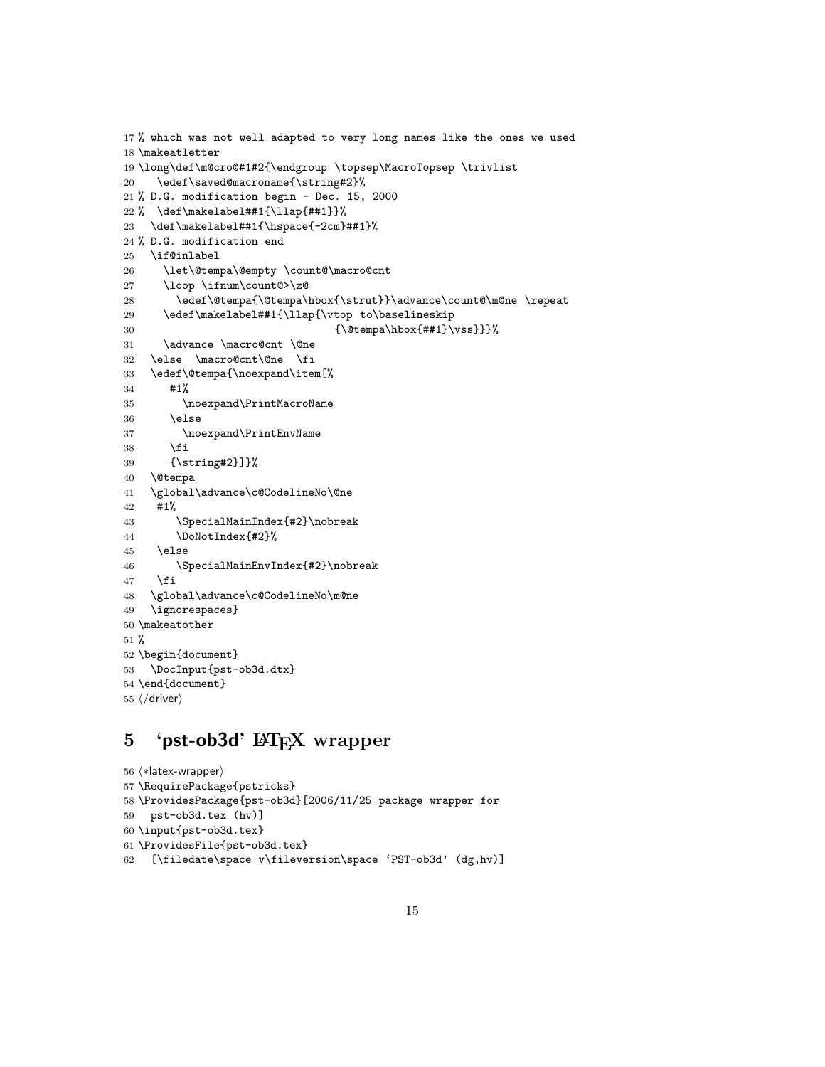```
17 % which was not well adapted to very long names like the ones we used
18 \makeatletter
19 \long\def\m@cro@#1#2{\endgroup \topsep\MacroTopsep \trivlist
20    \edef\saved@macroname{\string#2}%
21 % D.G. modification begin - Dec. 15, 2000
22 %   \def\makelabel##1{\llap{##1}}%
23   \def\makelabel##1{\hspace{-2cm}##1}%
24 % D.G. modification end
25   \if@inlabel
26     \let\@tempa\@empty \count@\macro@cnt
27     \loop \ifnum\count@>\z@
28       \edef\@tempa{\@tempa\hbox{\strut}}\advance\count@\m@ne \repeat
29     \edef\makelabel##1{\llap{\vtop to\baselineskip
30                              {\@tempa\hbox{##1}\vss}}}%
31     \advance \macro@cnt \@ne
32   \else  \macro@cnt\@ne  \fi
33   \edef\@tempa{\noexpand\item[%
34      #1%
35        \noexpand\PrintMacroName
36      \else
37        \noexpand\PrintEnvName
38      \fi
39      {\string#2}]}%
40   \@tempa
41   \global\advance\c@CodelineNo\@ne
42    #1%
43       \SpecialMainIndex{#2}\nobreak
44       \DoNotIndex{#2}%
45    \else
46       \SpecialMainEnvIndex{#2}\nobreak
47    \fi
48   \global\advance\c@CodelineNo\m@ne
49   \ignorespaces}
50 \makeatother
51 %
52 \begin{document}
53   \DocInput{pst-ob3d.dtx}
54 \end{document}
55 </driver>
```

## 5 'pst-ob3d' LaTeX wrapper

```
56 <*latex-wrapper>
57 \RequirePackage{pstricks}
58 \ProvidesPackage{pst-ob3d}[2006/11/25 package wrapper for
59   pst-ob3d.tex (hv)]
60 \input{pst-ob3d.tex}
61 \ProvidesFile{pst-ob3d.tex}
62   [\filedate\space v\fileversion\space 'PST-ob3d' (dg,hv)]
```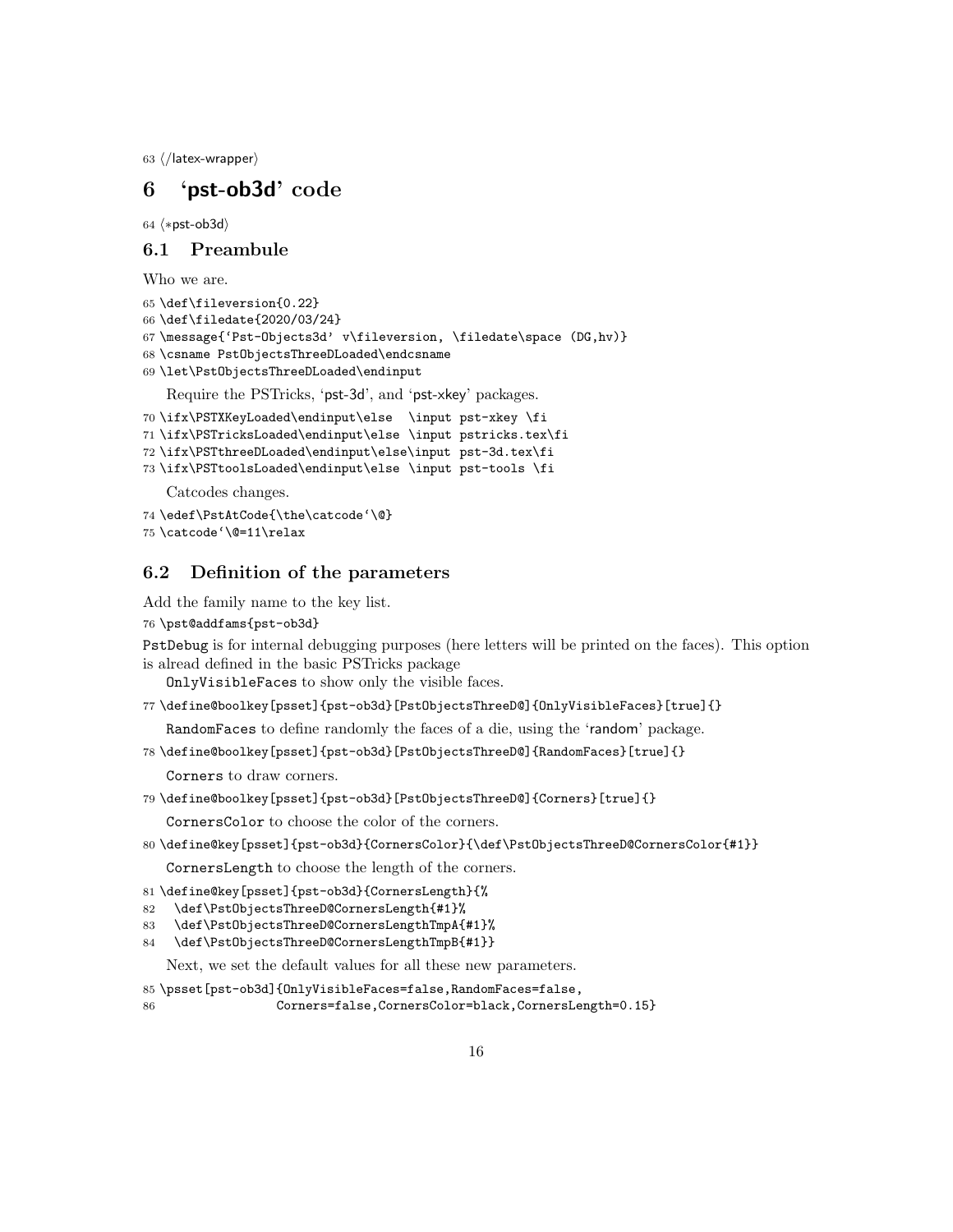63 ⟨/latex-wrapper⟩

# 6 'pst-ob3d' code

64 ⟨*pst-ob3d⟩

## 6.1 Preambule

Who we are.

```
65 \def\fileversion{0.22}
66 \def\filedate{2020/03/24}
67 \message{'Pst-Objects3d' v\fileversion, \filedate\space (DG,hv)}
68 \csname PstObjectsThreeDLoaded\endcsname
69 \let\PstObjectsThreeDLoaded\endinput
```

Require the PSTricks, 'pst-3d', and 'pst-xkey' packages.

```
70 \ifx\PSTXKeyLoaded\endinput\else  \input pst-xkey \fi
71 \ifx\PSTricksLoaded\endinput\else \input pstricks.tex\fi
72 \ifx\PSTthreeDLoaded\endinput\else\input pst-3d.tex\fi
73 \ifx\PSTtoolsLoaded\endinput\else \input pst-tools \fi
```

Catcodes changes.

```
74 \edef\PstAtCode{\the\catcode'\@}
75 \catcode'\@=11\relax
```

## 6.2 Definition of the parameters

Add the family name to the key list.

```
76 \pst@addfams{pst-ob3d}
```

`PstDebug` is for internal debugging purposes (here letters will be printed on the faces). This option is alread defined in the basic PSTricks package

`OnlyVisibleFaces` to show only the visible faces.

```
77 \define@boolkey[psset]{pst-ob3d}[PstObjectsThreeD@]{OnlyVisibleFaces}[true]{}
```

`RandomFaces` to define randomly the faces of a die, using the 'random' package.

```
78 \define@boolkey[psset]{pst-ob3d}[PstObjectsThreeD@]{RandomFaces}[true]{}
```

`Corners` to draw corners.

```
79 \define@boolkey[psset]{pst-ob3d}[PstObjectsThreeD@]{Corners}[true]{}
```

`CornersColor` to choose the color of the corners.

```
80 \define@key[psset]{pst-ob3d}{CornersColor}{\def\PstObjectsThreeD@CornersColor{#1}}
```

`CornersLength` to choose the length of the corners.

```
81 \define@key[psset]{pst-ob3d}{CornersLength}{%
82   \def\PstObjectsThreeD@CornersLength{#1}%
83   \def\PstObjectsThreeD@CornersLengthTmpA{#1}%
84   \def\PstObjectsThreeD@CornersLengthTmpB{#1}}
```

Next, we set the default values for all these new parameters.

```
85 \psset[pst-ob3d]{OnlyVisibleFaces=false,RandomFaces=false,
86                 Corners=false,CornersColor=black,CornersLength=0.15}
```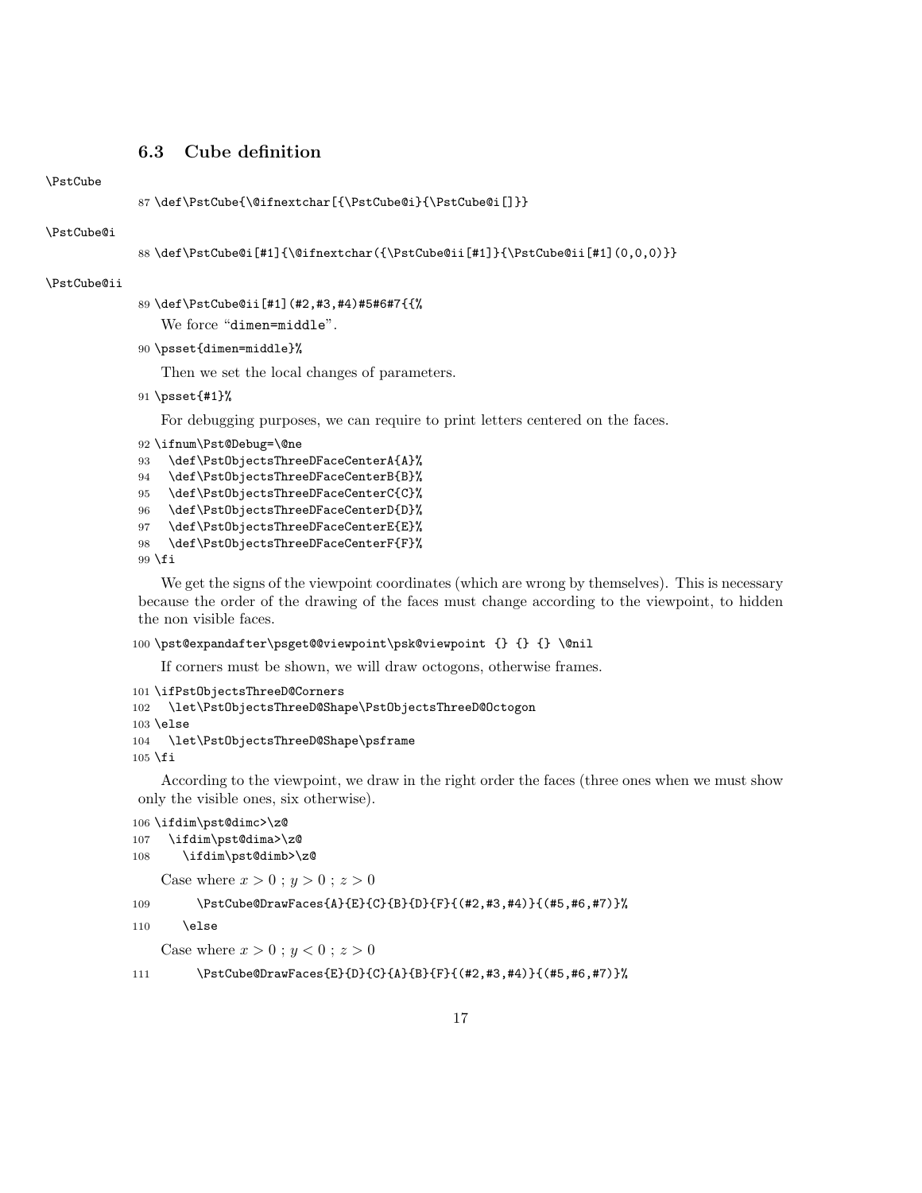### 6.3 Cube definition

\PstCube

```
87 \def\PstCube{\@ifnextchar[{\PstCube@i}{\PstCube@i[]}}
```

\PstCube@i

```
88 \def\PstCube@i[#1]{\@ifnextchar({\PstCube@ii[#1]}{\PstCube@ii[#1](0,0,0)}}
```

\PstCube@ii

```
89 \def\PstCube@ii[#1](#2,#3,#4)#5#6#7{{%
```

We force “dimen=middle”.

```
90 \psset{dimen=middle}%
```

Then we set the local changes of parameters.

```
91 \psset{#1}%
```

For debugging purposes, we can require to print letters centered on the faces.

```
92 \ifnum\Pst@Debug=\@ne
93   \def\PstObjectsThreeDFaceCenterA{A}%
94   \def\PstObjectsThreeDFaceCenterB{B}%
95   \def\PstObjectsThreeDFaceCenterC{C}%
96   \def\PstObjectsThreeDFaceCenterD{D}%
97   \def\PstObjectsThreeDFaceCenterE{E}%
98   \def\PstObjectsThreeDFaceCenterF{F}%
99 \fi
```

We get the signs of the viewpoint coordinates (which are wrong by themselves). This is necessary because the order of the drawing of the faces must change according to the viewpoint, to hidden the non visible faces.

```
100 \pst@expandafter\psget@@viewpoint\psk@viewpoint {} {} {} \@nil
```

If corners must be shown, we will draw octogons, otherwise frames.

```
101 \ifPstObjectsThreeD@Corners
102   \let\PstObjectsThreeD@Shape\PstObjectsThreeD@Octogon
103 \else
104   \let\PstObjectsThreeD@Shape\psframe
105 \fi
```

According to the viewpoint, we draw in the right order the faces (three ones when we must show only the visible ones, six otherwise).

```
106 \ifdim\pst@dimc>\z@
107   \ifdim\pst@dima>\z@
108     \ifdim\pst@dimb>\z@
```

Case where $x > 0$ ; $y > 0$ ; $z > 0$

```
109       \PstCube@DrawFaces{A}{E}{C}{B}{D}{F}{(#2,#3,#4)}{(#5,#6,#7)}%
110     \else
```

Case where $x > 0$ ; $y < 0$ ; $z > 0$

```
111       \PstCube@DrawFaces{E}{D}{C}{A}{B}{F}{(#2,#3,#4)}{(#5,#6,#7)}%
```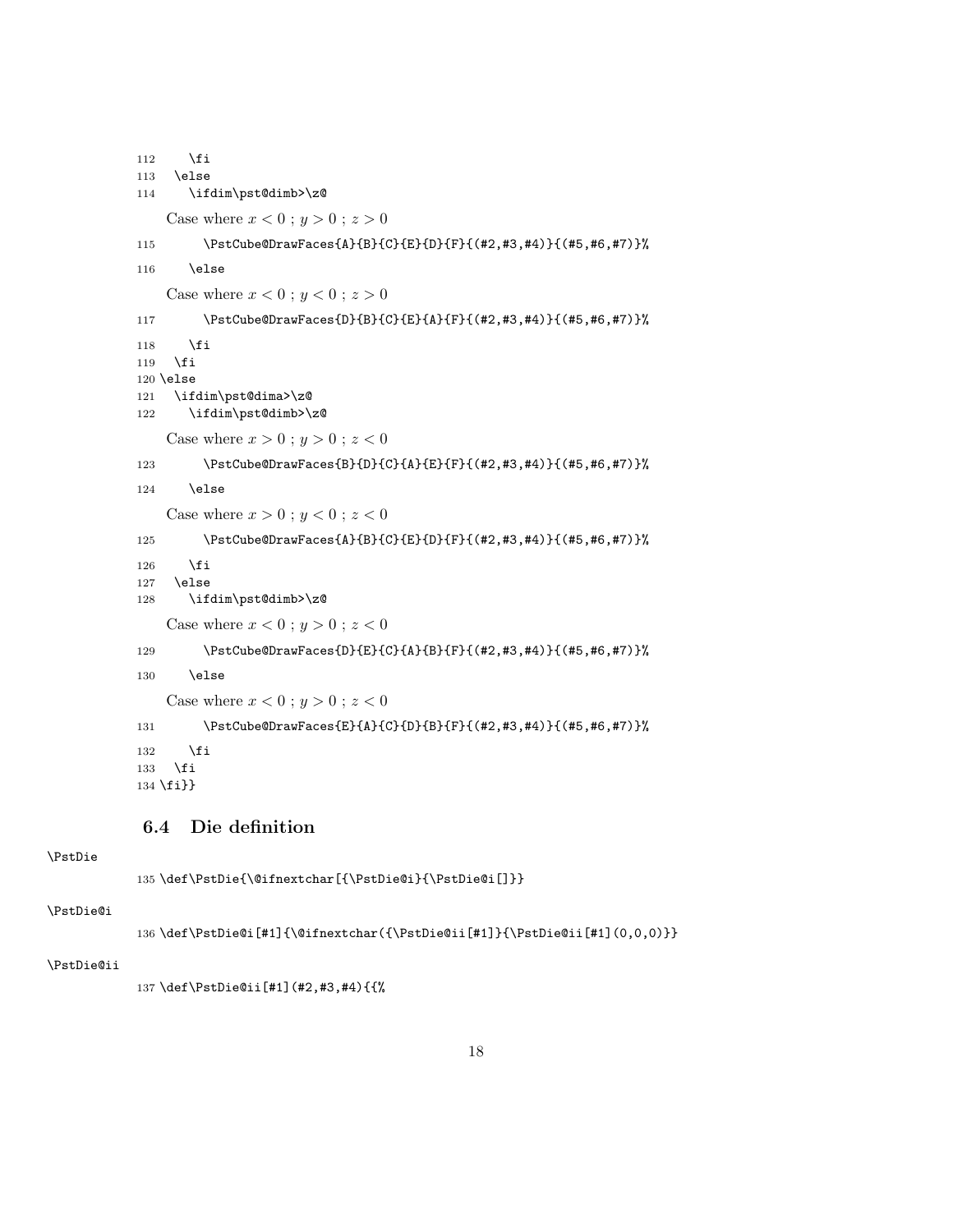```
112     \fi
113   \else
114     \ifdim\pst@dimb>\z@
```

Case where $x < 0$ ; $y > 0$ ; $z > 0$

```
115       \PstCube@DrawFaces{A}{B}{C}{E}{D}{F}{(#2,#3,#4)}{(#5,#6,#7)}%
116     \else
```

Case where $x < 0$ ; $y < 0$ ; $z > 0$

```
117       \PstCube@DrawFaces{D}{B}{C}{E}{A}{F}{(#2,#3,#4)}{(#5,#6,#7)}%
118     \fi
119   \fi
120 \else
121   \ifdim\pst@dima>\z@
122     \ifdim\pst@dimb>\z@
```

Case where $x > 0$ ; $y > 0$ ; $z < 0$

```
123       \PstCube@DrawFaces{B}{D}{C}{A}{E}{F}{(#2,#3,#4)}{(#5,#6,#7)}%
124     \else
```

Case where $x > 0$ ; $y < 0$ ; $z < 0$

```
125       \PstCube@DrawFaces{A}{B}{C}{E}{D}{F}{(#2,#3,#4)}{(#5,#6,#7)}%
126     \fi
127   \else
128     \ifdim\pst@dimb>\z@
```

Case where $x < 0$ ; $y > 0$ ; $z < 0$

```
129       \PstCube@DrawFaces{D}{E}{C}{A}{B}{F}{(#2,#3,#4)}{(#5,#6,#7)}%
130     \else
```

Case where $x < 0$ ; $y > 0$ ; $z < 0$

```
131       \PstCube@DrawFaces{E}{A}{C}{D}{B}{F}{(#2,#3,#4)}{(#5,#6,#7)}%
132     \fi
133   \fi
134 \fi}}
```

### 6.4 Die definition

\PstDie

```
135 \def\PstDie{\@ifnextchar[{\PstDie@i}{\PstDie@i[]}}
```

\PstDie@i

```
136 \def\PstDie@i[#1]{\@ifnextchar({\PstDie@ii[#1]}{\PstDie@ii[#1](0,0,0)}}
```

\PstDie@ii

```
137 \def\PstDie@ii[#1](#2,#3,#4){{%
```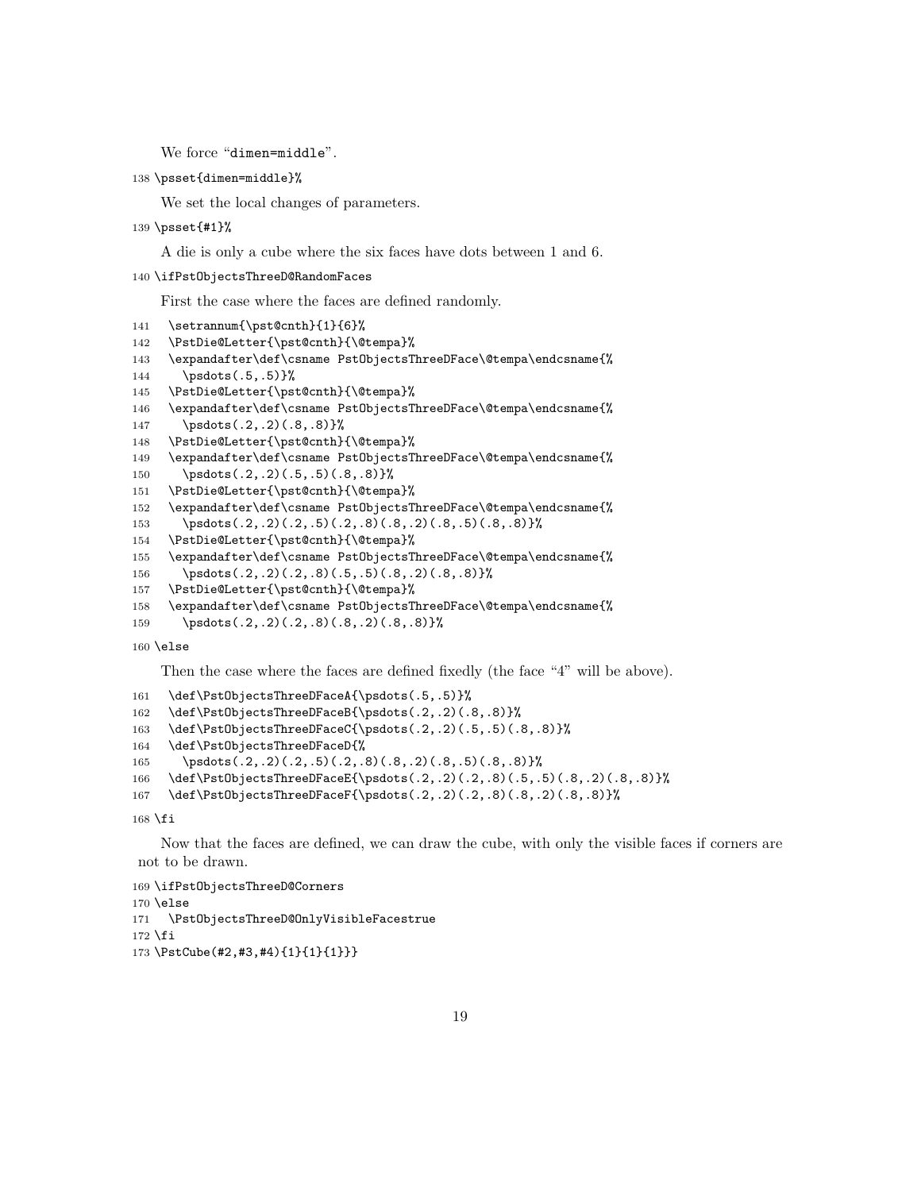We force “dimen=middle”.

```
138 \psset{dimen=middle}%
```

We set the local changes of parameters.

```
139 \psset{#1}%
```

A die is only a cube where the six faces have dots between 1 and 6.

```
140 \ifPstObjectsThreeD@RandomFaces
```

First the case where the faces are defined randomly.

```
141   \setrannum{\pst@cnth}{1}{6}%
142   \PstDie@Letter{\pst@cnth}{\@tempa}%
143   \expandafter\def\csname PstObjectsThreeDFace\@tempa\endcsname{%
144     \psdots(.5,.5)}%
145   \PstDie@Letter{\pst@cnth}{\@tempa}%
146   \expandafter\def\csname PstObjectsThreeDFace\@tempa\endcsname{%
147     \psdots(.2,.2)(.8,.8)}%
148   \PstDie@Letter{\pst@cnth}{\@tempa}%
149   \expandafter\def\csname PstObjectsThreeDFace\@tempa\endcsname{%
150     \psdots(.2,.2)(.5,.5)(.8,.8)}%
151   \PstDie@Letter{\pst@cnth}{\@tempa}%
152   \expandafter\def\csname PstObjectsThreeDFace\@tempa\endcsname{%
153     \psdots(.2,.2)(.2,.5)(.2,.8)(.8,.2)(.8,.5)(.8,.8)}%
154   \PstDie@Letter{\pst@cnth}{\@tempa}%
155   \expandafter\def\csname PstObjectsThreeDFace\@tempa\endcsname{%
156     \psdots(.2,.2)(.2,.8)(.5,.5)(.8,.2)(.8,.8)}%
157   \PstDie@Letter{\pst@cnth}{\@tempa}%
158   \expandafter\def\csname PstObjectsThreeDFace\@tempa\endcsname{%
159     \psdots(.2,.2)(.2,.8)(.8,.2)(.8,.8)}%
160 \else
```

Then the case where the faces are defined fixedly (the face “4” will be above).

```
161   \def\PstObjectsThreeDFaceA{\psdots(.5,.5)}%
162   \def\PstObjectsThreeDFaceB{\psdots(.2,.2)(.8,.8)}%
163   \def\PstObjectsThreeDFaceC{\psdots(.2,.2)(.5,.5)(.8,.8)}%
164   \def\PstObjectsThreeDFaceD{%
165     \psdots(.2,.2)(.2,.5)(.2,.8)(.8,.2)(.8,.5)(.8,.8)}%
166   \def\PstObjectsThreeDFaceE{\psdots(.2,.2)(.2,.8)(.5,.5)(.8,.2)(.8,.8)}%
167   \def\PstObjectsThreeDFaceF{\psdots(.2,.2)(.2,.8)(.8,.2)(.8,.8)}%
168 \fi
```

Now that the faces are defined, we can draw the cube, with only the visible faces if corners are not to be drawn.

```
169 \ifPstObjectsThreeD@Corners
170 \else
171   \PstObjectsThreeD@OnlyVisibleFacestrue
172 \fi
173 \PstCube(#2,#3,#4){1}{1}{1}}}
```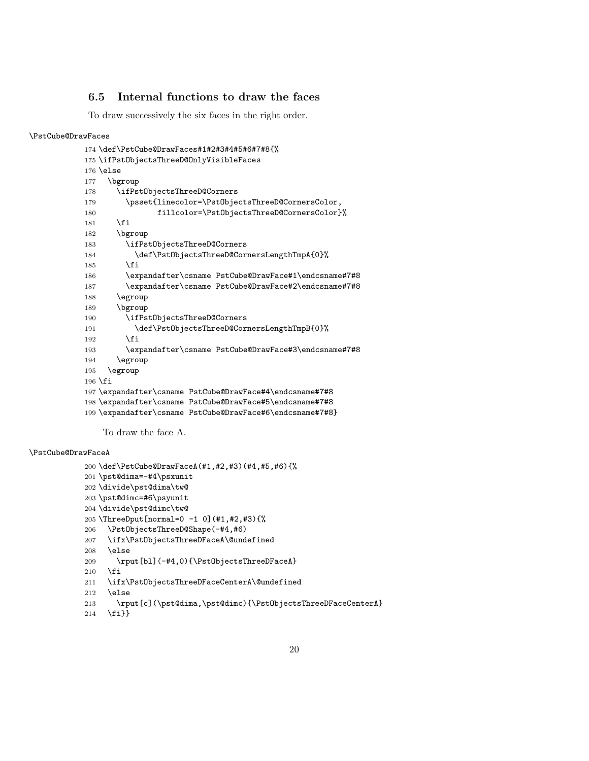### 6.5 Internal functions to draw the faces

To draw successively the six faces in the right order.

\PstCube@DrawFaces

```
174 \def\PstCube@DrawFaces#1#2#3#4#5#6#7#8{%
175 \ifPstObjectsThreeD@OnlyVisibleFaces
176 \else
177   \bgroup
178     \ifPstObjectsThreeD@Corners
179       \psset{linecolor=\PstObjectsThreeD@CornersColor,
180              fillcolor=\PstObjectsThreeD@CornersColor}%
181     \fi
182     \bgroup
183       \ifPstObjectsThreeD@Corners
184         \def\PstObjectsThreeD@CornersLengthTmpA{0}%
185       \fi
186       \expandafter\csname PstCube@DrawFace#1\endcsname#7#8
187       \expandafter\csname PstCube@DrawFace#2\endcsname#7#8
188     \egroup
189     \bgroup
190       \ifPstObjectsThreeD@Corners
191         \def\PstObjectsThreeD@CornersLengthTmpB{0}%
192       \fi
193       \expandafter\csname PstCube@DrawFace#3\endcsname#7#8
194     \egroup
195   \egroup
196 \fi
197 \expandafter\csname PstCube@DrawFace#4\endcsname#7#8
198 \expandafter\csname PstCube@DrawFace#5\endcsname#7#8
199 \expandafter\csname PstCube@DrawFace#6\endcsname#7#8}
```

To draw the face A.

\PstCube@DrawFaceA

```
200 \def\PstCube@DrawFaceA(#1,#2,#3)(#4,#5,#6){%
201 \pst@dima=-#4\psxunit
202 \divide\pst@dima\tw@
203 \pst@dimc=#6\psyunit
204 \divide\pst@dimc\tw@
205 \ThreeDput[normal=0 -1 0](#1,#2,#3){%
206   \PstObjectsThreeD@Shape(-#4,#6)
207   \ifx\PstObjectsThreeDFaceA\@undefined
208   \else
209     \rput[bl](-#4,0){\PstObjectsThreeDFaceA}
210   \fi
211   \ifx\PstObjectsThreeDFaceCenterA\@undefined
212   \else
213     \rput[c](\pst@dima,\pst@dimc){\PstObjectsThreeDFaceCenterA}
214   \fi}}
```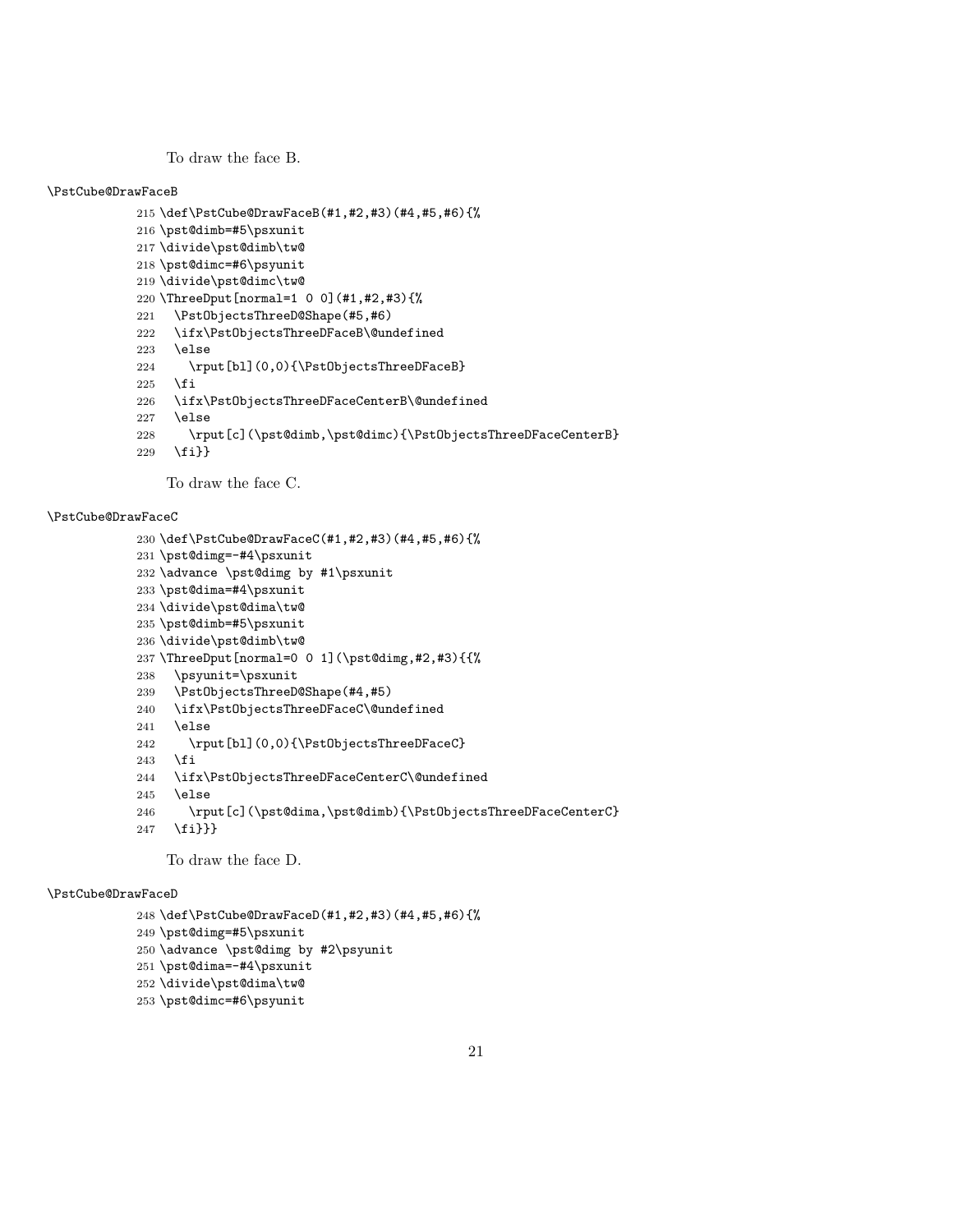To draw the face B.

\PstCube@DrawFaceB

```
215 \def\PstCube@DrawFaceB(#1,#2,#3)(#4,#5,#6){%
216 \pst@dimb=#5\psxunit
217 \divide\pst@dimb\tw@
218 \pst@dimc=#6\psyunit
219 \divide\pst@dimc\tw@
220 \ThreeDput[normal=1 0 0](#1,#2,#3){%
221   \PstObjectsThreeD@Shape(#5,#6)
222   \ifx\PstObjectsThreeDFaceB\@undefined
223   \else
224     \rput[bl](0,0){\PstObjectsThreeDFaceB}
225   \fi
226   \ifx\PstObjectsThreeDFaceCenterB\@undefined
227   \else
228     \rput[c](\pst@dimb,\pst@dimc){\PstObjectsThreeDFaceCenterB}
229   \fi}}
```

To draw the face C.

\PstCube@DrawFaceC

```
230 \def\PstCube@DrawFaceC(#1,#2,#3)(#4,#5,#6){%
231 \pst@dimg=-#4\psxunit
232 \advance \pst@dimg by #1\psxunit
233 \pst@dima=#4\psxunit
234 \divide\pst@dima\tw@
235 \pst@dimb=#5\psxunit
236 \divide\pst@dimb\tw@
237 \ThreeDput[normal=0 0 1](\pst@dimg,#2,#3){{%
238   \psyunit=\psxunit
239   \PstObjectsThreeD@Shape(#4,#5)
240   \ifx\PstObjectsThreeDFaceC\@undefined
241   \else
242     \rput[bl](0,0){\PstObjectsThreeDFaceC}
243   \fi
244   \ifx\PstObjectsThreeDFaceCenterC\@undefined
245   \else
246     \rput[c](\pst@dima,\pst@dimb){\PstObjectsThreeDFaceCenterC}
247   \fi}}}
```

To draw the face D.

\PstCube@DrawFaceD

```
248 \def\PstCube@DrawFaceD(#1,#2,#3)(#4,#5,#6){%
249 \pst@dimg=#5\psxunit
250 \advance \pst@dimg by #2\psyunit
251 \pst@dima=-#4\psxunit
252 \divide\pst@dima\tw@
253 \pst@dimc=#6\psyunit
```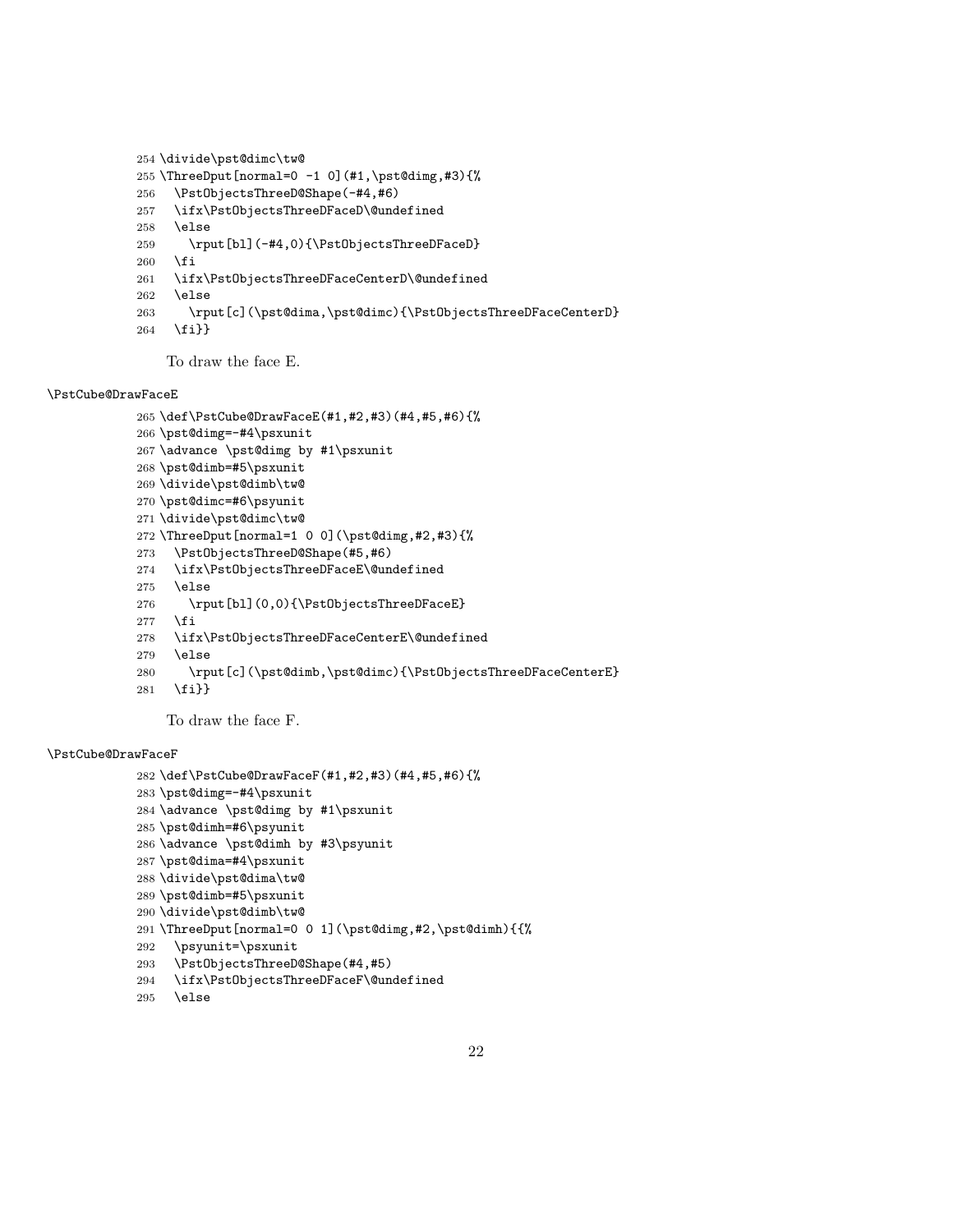```
254 \divide\pst@dimc\tw@
255 \ThreeDput[normal=0 -1 0](#1,\pst@dimg,#3){%
256   \PstObjectsThreeD@Shape(-#4,#6)
257   \ifx\PstObjectsThreeDFaceD\@undefined
258   \else
259     \rput[bl](-#4,0){\PstObjectsThreeDFaceD}
260   \fi
261   \ifx\PstObjectsThreeDFaceCenterD\@undefined
262   \else
263     \rput[c](\pst@dima,\pst@dimc){\PstObjectsThreeDFaceCenterD}
264   \fi}}
```

To draw the face E.

\PstCube@DrawFaceE

```
265 \def\PstCube@DrawFaceE(#1,#2,#3)(#4,#5,#6){%
266 \pst@dimg=-#4\psxunit
267 \advance \pst@dimg by #1\psxunit
268 \pst@dimb=#5\psxunit
269 \divide\pst@dimb\tw@
270 \pst@dimc=#6\psyunit
271 \divide\pst@dimc\tw@
272 \ThreeDput[normal=1 0 0](\pst@dimg,#2,#3){%
273   \PstObjectsThreeD@Shape(#5,#6)
274   \ifx\PstObjectsThreeDFaceE\@undefined
275   \else
276     \rput[bl](0,0){\PstObjectsThreeDFaceE}
277   \fi
278   \ifx\PstObjectsThreeDFaceCenterE\@undefined
279   \else
280     \rput[c](\pst@dimb,\pst@dimc){\PstObjectsThreeDFaceCenterE}
281   \fi}}
```

To draw the face F.

\PstCube@DrawFaceF

```
282 \def\PstCube@DrawFaceF(#1,#2,#3)(#4,#5,#6){%
283 \pst@dimg=-#4\psxunit
284 \advance \pst@dimg by #1\psxunit
285 \pst@dimh=#6\psyunit
286 \advance \pst@dimh by #3\psyunit
287 \pst@dima=#4\psxunit
288 \divide\pst@dima\tw@
289 \pst@dimb=#5\psxunit
290 \divide\pst@dimb\tw@
291 \ThreeDput[normal=0 0 1](\pst@dimg,#2,\pst@dimh){{%
292   \psyunit=\psxunit
293   \PstObjectsThreeD@Shape(#4,#5)
294   \ifx\PstObjectsThreeDFaceF\@undefined
295   \else
```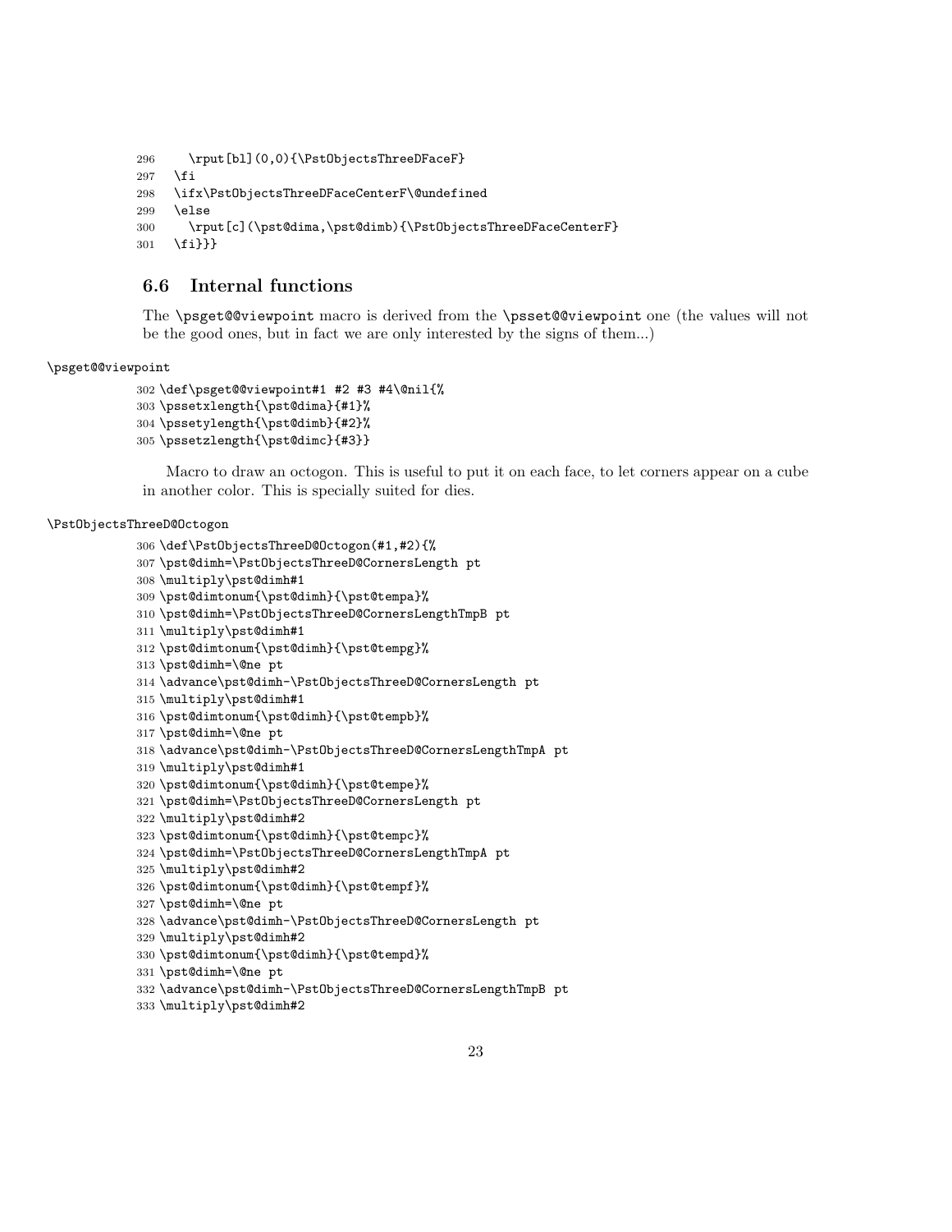```
296     \rput[bl](0,0){\PstObjectsThreeDFaceF}
297   \fi
298   \ifx\PstObjectsThreeDFaceCenterF\@undefined
299   \else
300     \rput[c](\pst@dima,\pst@dimb){\PstObjectsThreeDFaceCenterF}
301   \fi}}
```

## 6.6 Internal functions

The `\psget@@viewpoint` macro is derived from the `\psset@@viewpoint` one (the values will not be the good ones, but in fact we are only interested by the signs of them...)

`\psget@@viewpoint`

```
302 \def\psget@@viewpoint#1 #2 #3 #4\@nil{%
303 \pssetxlength{\pst@dima}{#1}%
304 \pssetylength{\pst@dimb}{#2}%
305 \pssetzlength{\pst@dimc}{#3}}
```

Macro to draw an octogon. This is useful to put it on each face, to let corners appear on a cube in another color. This is specially suited for dies.

`\PstObjectsThreeD@Octogon`

```
306 \def\PstObjectsThreeD@Octogon(#1,#2){%
307 \pst@dimh=\PstObjectsThreeD@CornersLength pt
308 \multiply\pst@dimh#1
309 \pst@dimtonum{\pst@dimh}{\pst@tempa}%
310 \pst@dimh=\PstObjectsThreeD@CornersLengthTmpB pt
311 \multiply\pst@dimh#1
312 \pst@dimtonum{\pst@dimh}{\pst@tempg}%
313 \pst@dimh=\@ne pt
314 \advance\pst@dimh-\PstObjectsThreeD@CornersLength pt
315 \multiply\pst@dimh#1
316 \pst@dimtonum{\pst@dimh}{\pst@tempb}%
317 \pst@dimh=\@ne pt
318 \advance\pst@dimh-\PstObjectsThreeD@CornersLengthTmpA pt
319 \multiply\pst@dimh#1
320 \pst@dimtonum{\pst@dimh}{\pst@tempe}%
321 \pst@dimh=\PstObjectsThreeD@CornersLength pt
322 \multiply\pst@dimh#2
323 \pst@dimtonum{\pst@dimh}{\pst@tempc}%
324 \pst@dimh=\PstObjectsThreeD@CornersLengthTmpA pt
325 \multiply\pst@dimh#2
326 \pst@dimtonum{\pst@dimh}{\pst@tempf}%
327 \pst@dimh=\@ne pt
328 \advance\pst@dimh-\PstObjectsThreeD@CornersLength pt
329 \multiply\pst@dimh#2
330 \pst@dimtonum{\pst@dimh}{\pst@tempd}%
331 \pst@dimh=\@ne pt
332 \advance\pst@dimh-\PstObjectsThreeD@CornersLengthTmpB pt
333 \multiply\pst@dimh#2
```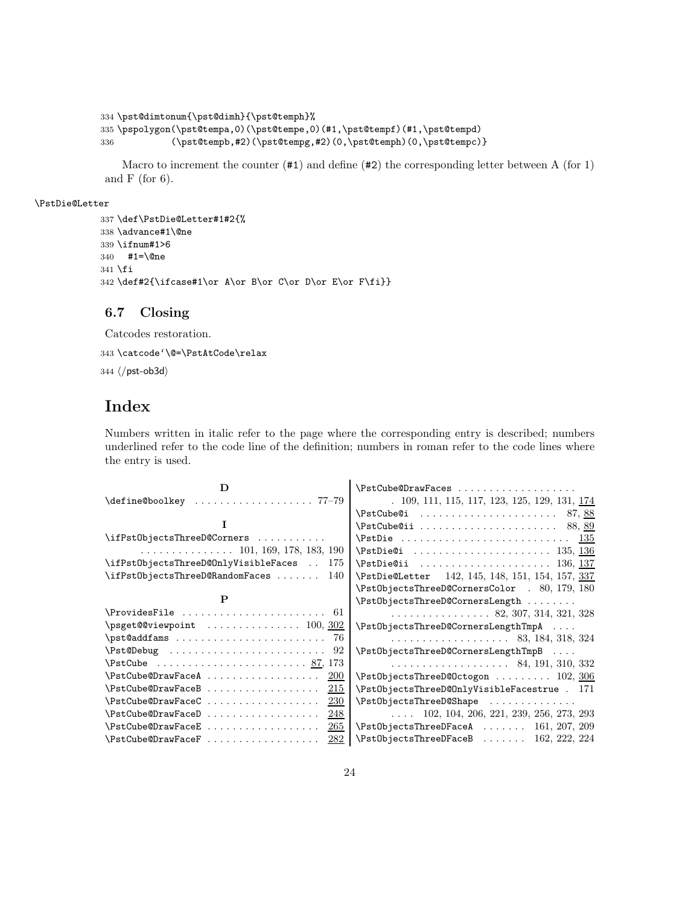```
334 \pst@dimtonum{\pst@dimh}{\pst@temph}%
335 \pspolygon(\pst@tempa,0)(\pst@tempe,0)(#1,\pst@tempf)(#1,\pst@tempd)
336           (\pst@tempb,#2)(\pst@tempg,#2)(0,\pst@temph)(0,\pst@tempc)}
```

Macro to increment the counter (#1) and define (#2) the corresponding letter between A (for 1) and F (for 6).

\PstDie@Letter

```
337 \def\PstDie@Letter#1#2{%
338 \advance#1\@ne
339 \ifnum#1>6
340   #1=\@ne
341 \fi
342 \def#2{\ifcase#1\or A\or B\or C\or D\or E\or F\fi}}
```

### 6.7 Closing

Catcodes restoration.

```
343 \catcode`\@=\PstAtCode\relax
344 ⟨/pst-ob3d⟩
```

## Index

Numbers written in italic refer to the page where the corresponding entry is described; numbers underlined refer to the code line of the definition; numbers in roman refer to the code lines where the entry is used.

**D**

\define@boolkey . . . 77–79

**I**

\ifPstObjectsThreeD@Corners . . . 101, 169, 178, 183, 190
\ifPstObjectsThreeD@OnlyVisibleFaces . . 175
\ifPstObjectsThreeD@RandomFaces . . . 140

**P**

\ProvidesFile . . . 61
\psget@@viewpoint . . . 100, 302
\pst@addfams . . . 76
\Pst@Debug . . . 92
\PstCube . . . 87, 173
\PstCube@DrawFaceA . . . 200
\PstCube@DrawFaceB . . . 215
\PstCube@DrawFaceC . . . 230
\PstCube@DrawFaceD . . . 248
\PstCube@DrawFaceE . . . 265
\PstCube@DrawFaceF . . . 282
\PstCube@DrawFaces . . . 109, 111, 115, 117, 123, 125, 129, 131, 174
\PstCube@i . . . 87, 88
\PstCube@ii . . . 88, 89
\PstDie . . . 135
\PstDie@i . . . 135, 136
\PstDie@ii . . . 136, 137
\PstDie@Letter 142, 145, 148, 151, 154, 157, 337
\PstObjectsThreeD@CornersColor . 80, 179, 180
\PstObjectsThreeD@CornersLength . . . 82, 307, 314, 321, 328
\PstObjectsThreeD@CornersLengthTmpA . . . 83, 184, 318, 324
\PstObjectsThreeD@CornersLengthTmpB . . . 84, 191, 310, 332
\PstObjectsThreeD@Octogon . . . 102, 306
\PstObjectsThreeD@OnlyVisibleFacestrue . 171
\PstObjectsThreeD@Shape . . . 102, 104, 206, 221, 239, 256, 273, 293
\PstObjectsThreeDFaceA . . . 161, 207, 209
\PstObjectsThreeDFaceB . . . 162, 222, 224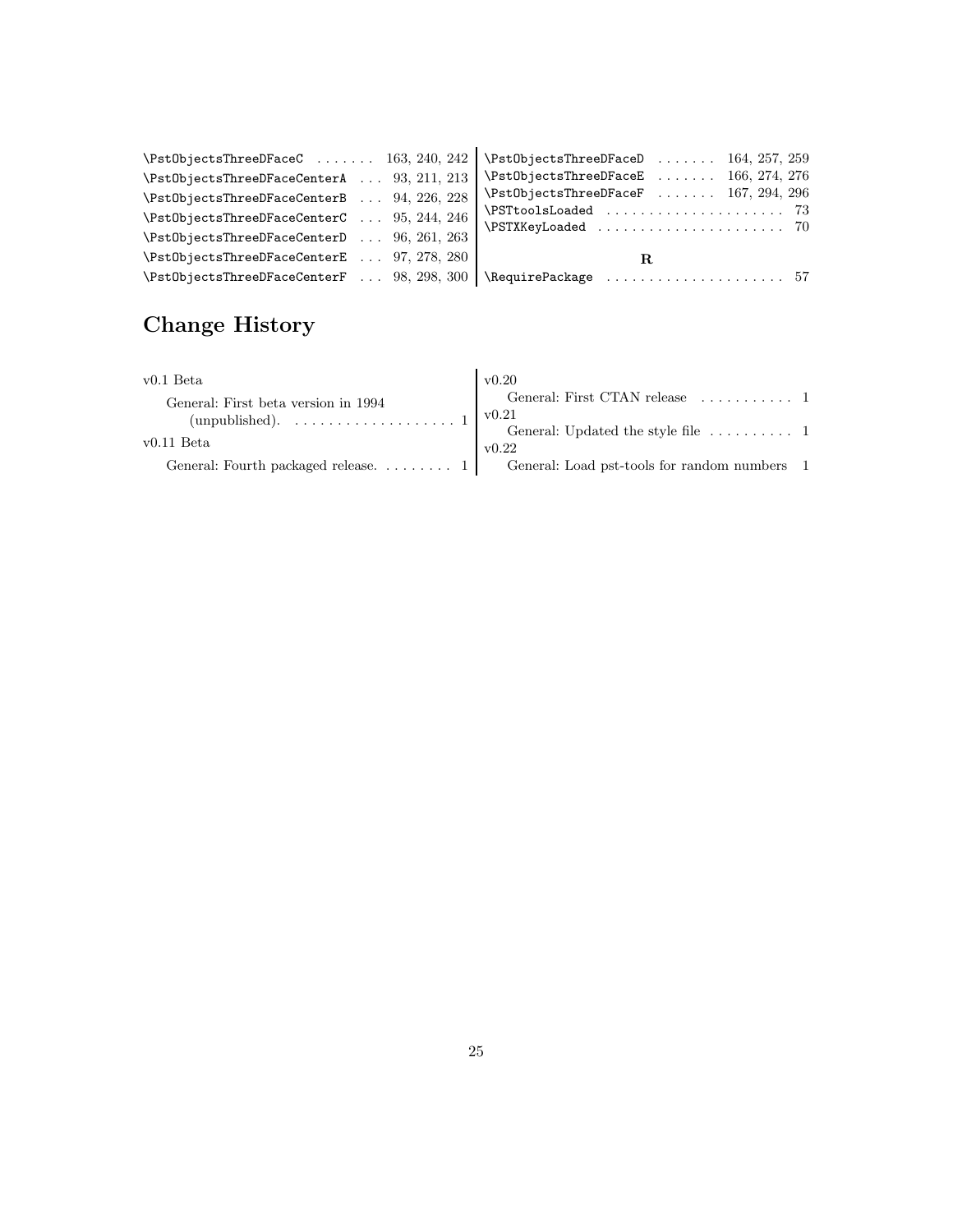\PstObjectsThreeDFaceC ....... 163, 240, 242
\PstObjectsThreeDFaceCenterA ... 93, 211, 213
\PstObjectsThreeDFaceCenterB ... 94, 226, 228
\PstObjectsThreeDFaceCenterC ... 95, 244, 246
\PstObjectsThreeDFaceCenterD ... 96, 261, 263
\PstObjectsThreeDFaceCenterE ... 97, 278, 280
\PstObjectsThreeDFaceCenterF ... 98, 298, 300
\PstObjectsThreeDFaceD ....... 164, 257, 259
\PstObjectsThreeDFaceE ....... 166, 274, 276
\PstObjectsThreeDFaceF ....... 167, 294, 296
\PSTtoolsLoaded ..................... 73
\PSTXKeyLoaded ...................... 70

**R**

\RequirePackage ..................... 57

# Change History

v0.1 Beta

General: First beta version in 1994 (unpublished). .................. 1

v0.11 Beta

General: Fourth packaged release. ........ 1

v0.20

General: First CTAN release ........... 1

v0.21

General: Updated the style file .......... 1

v0.22

General: Load pst-tools for random numbers 1